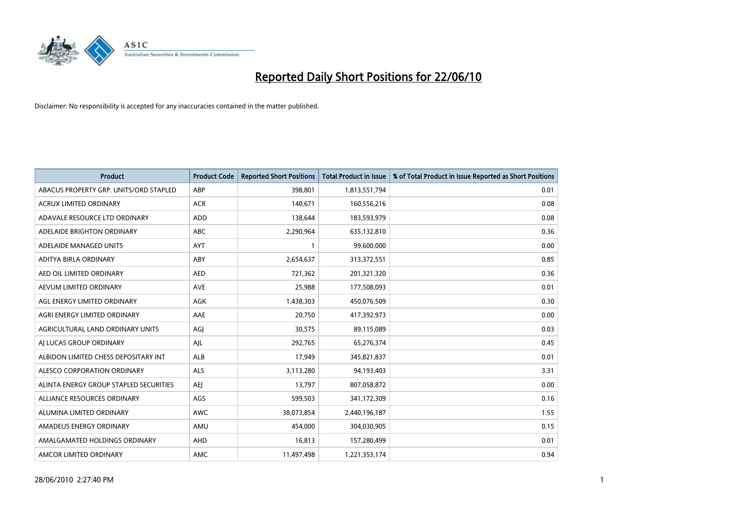# Reported Daily Short Positions for 22/06/10

Disclaimer: No responsibility is accepted for any inaccuracies contained in the matter published.

| Product | Product Code | Reported Short Positions | Total Product in Issue | % of Total Product in Issue Reported as Short Positions |
|---|---|---|---|---|
| ABACUS PROPERTY GRP. UNITS/ORD STAPLED | ABP | 398,801 | 1,813,551,794 | 0.01 |
| ACRUX LIMITED ORDINARY | ACR | 140,671 | 160,556,216 | 0.08 |
| ADAVALE RESOURCE LTD ORDINARY | ADD | 138,644 | 183,593,979 | 0.08 |
| ADELAIDE BRIGHTON ORDINARY | ABC | 2,290,964 | 635,132,810 | 0.36 |
| ADELAIDE MANAGED UNITS | AYT | 1 | 99,600,000 | 0.00 |
| ADITYA BIRLA ORDINARY | ABY | 2,654,637 | 313,372,551 | 0.85 |
| AED OIL LIMITED ORDINARY | AED | 721,362 | 201,321,320 | 0.36 |
| AEVUM LIMITED ORDINARY | AVE | 25,988 | 177,508,093 | 0.01 |
| AGL ENERGY LIMITED ORDINARY | AGK | 1,438,303 | 450,076,509 | 0.30 |
| AGRI ENERGY LIMITED ORDINARY | AAE | 20,750 | 417,392,973 | 0.00 |
| AGRICULTURAL LAND ORDINARY UNITS | AGJ | 30,575 | 89,115,089 | 0.03 |
| AJ LUCAS GROUP ORDINARY | AJL | 292,765 | 65,276,374 | 0.45 |
| ALBIDON LIMITED CHESS DEPOSITARY INT | ALB | 17,949 | 345,821,837 | 0.01 |
| ALESCO CORPORATION ORDINARY | ALS | 3,113,280 | 94,193,403 | 3.31 |
| ALINTA ENERGY GROUP STAPLED SECURITIES | AEJ | 13,797 | 807,058,872 | 0.00 |
| ALLIANCE RESOURCES ORDINARY | AGS | 599,503 | 341,172,309 | 0.16 |
| ALUMINA LIMITED ORDINARY | AWC | 38,073,854 | 2,440,196,187 | 1.55 |
| AMADEUS ENERGY ORDINARY | AMU | 454,000 | 304,030,905 | 0.15 |
| AMALGAMATED HOLDINGS ORDINARY | AHD | 16,813 | 157,280,499 | 0.01 |
| AMCOR LIMITED ORDINARY | AMC | 11,497,498 | 1,221,353,174 | 0.94 |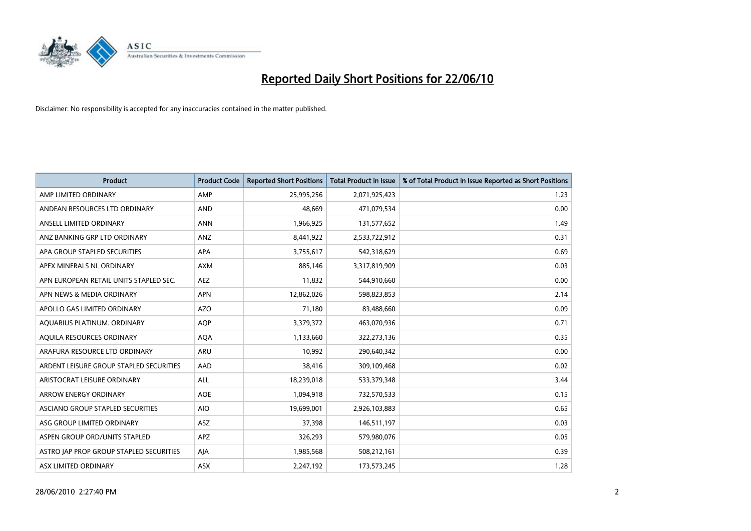# Reported Daily Short Positions for 22/06/10

Disclaimer: No responsibility is accepted for any inaccuracies contained in the matter published.

| Product | Product Code | Reported Short Positions | Total Product in Issue | % of Total Product in Issue Reported as Short Positions |
|---|---|---|---|---|
| AMP LIMITED ORDINARY | AMP | 25,995,256 | 2,071,925,423 | 1.23 |
| ANDEAN RESOURCES LTD ORDINARY | AND | 48,669 | 471,079,534 | 0.00 |
| ANSELL LIMITED ORDINARY | ANN | 1,966,925 | 131,577,652 | 1.49 |
| ANZ BANKING GRP LTD ORDINARY | ANZ | 8,441,922 | 2,533,722,912 | 0.31 |
| APA GROUP STAPLED SECURITIES | APA | 3,755,617 | 542,318,629 | 0.69 |
| APEX MINERALS NL ORDINARY | AXM | 885,146 | 3,317,819,909 | 0.03 |
| APN EUROPEAN RETAIL UNITS STAPLED SEC. | AEZ | 11,832 | 544,910,660 | 0.00 |
| APN NEWS & MEDIA ORDINARY | APN | 12,862,026 | 598,823,853 | 2.14 |
| APOLLO GAS LIMITED ORDINARY | AZO | 71,180 | 83,488,660 | 0.09 |
| AQUARIUS PLATINUM. ORDINARY | AQP | 3,379,372 | 463,070,936 | 0.71 |
| AQUILA RESOURCES ORDINARY | AQA | 1,133,660 | 322,273,136 | 0.35 |
| ARAFURA RESOURCE LTD ORDINARY | ARU | 10,992 | 290,640,342 | 0.00 |
| ARDENT LEISURE GROUP STAPLED SECURITIES | AAD | 38,416 | 309,109,468 | 0.02 |
| ARISTOCRAT LEISURE ORDINARY | ALL | 18,239,018 | 533,379,348 | 3.44 |
| ARROW ENERGY ORDINARY | AOE | 1,094,918 | 732,570,533 | 0.15 |
| ASCIANO GROUP STAPLED SECURITIES | AIO | 19,699,001 | 2,926,103,883 | 0.65 |
| ASG GROUP LIMITED ORDINARY | ASZ | 37,398 | 146,511,197 | 0.03 |
| ASPEN GROUP ORD/UNITS STAPLED | APZ | 326,293 | 579,980,076 | 0.05 |
| ASTRO JAP PROP GROUP STAPLED SECURITIES | AJA | 1,985,568 | 508,212,161 | 0.39 |
| ASX LIMITED ORDINARY | ASX | 2,247,192 | 173,573,245 | 1.28 |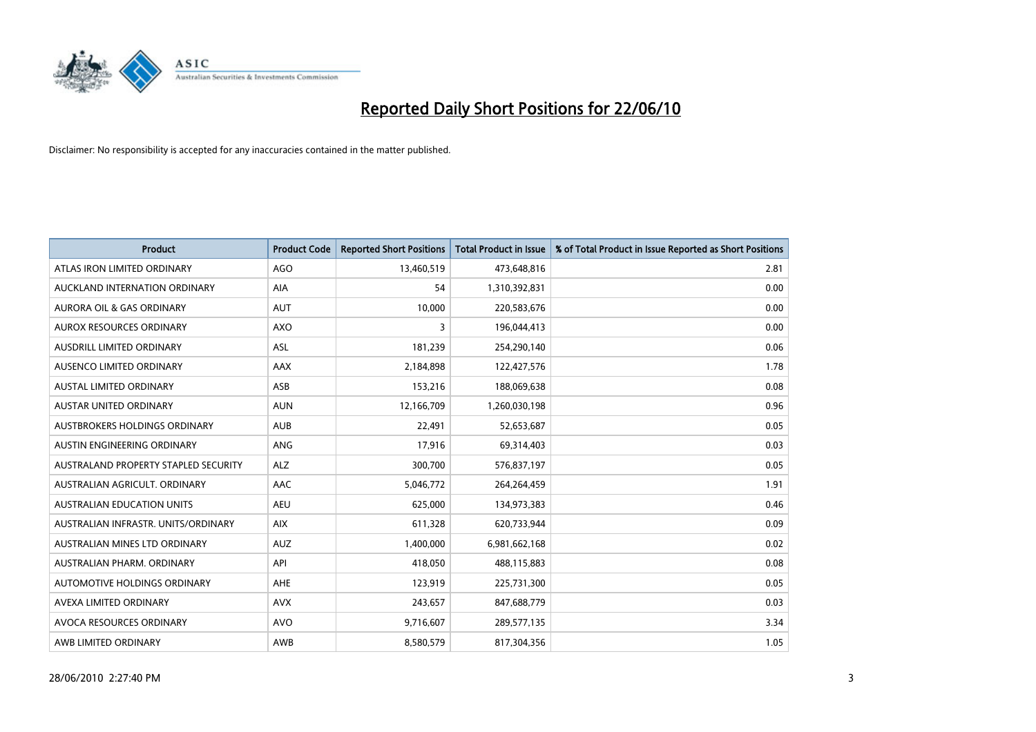# Reported Daily Short Positions for 22/06/10

Disclaimer: No responsibility is accepted for any inaccuracies contained in the matter published.

| Product | Product Code | Reported Short Positions | Total Product in Issue | % of Total Product in Issue Reported as Short Positions |
|---|---|---|---|---|
| ATLAS IRON LIMITED ORDINARY | AGO | 13,460,519 | 473,648,816 | 2.81 |
| AUCKLAND INTERNATION ORDINARY | AIA | 54 | 1,310,392,831 | 0.00 |
| AURORA OIL & GAS ORDINARY | AUT | 10,000 | 220,583,676 | 0.00 |
| AUROX RESOURCES ORDINARY | AXO | 3 | 196,044,413 | 0.00 |
| AUSDRILL LIMITED ORDINARY | ASL | 181,239 | 254,290,140 | 0.06 |
| AUSENCO LIMITED ORDINARY | AAX | 2,184,898 | 122,427,576 | 1.78 |
| AUSTAL LIMITED ORDINARY | ASB | 153,216 | 188,069,638 | 0.08 |
| AUSTAR UNITED ORDINARY | AUN | 12,166,709 | 1,260,030,198 | 0.96 |
| AUSTBROKERS HOLDINGS ORDINARY | AUB | 22,491 | 52,653,687 | 0.05 |
| AUSTIN ENGINEERING ORDINARY | ANG | 17,916 | 69,314,403 | 0.03 |
| AUSTRALAND PROPERTY STAPLED SECURITY | ALZ | 300,700 | 576,837,197 | 0.05 |
| AUSTRALIAN AGRICULT. ORDINARY | AAC | 5,046,772 | 264,264,459 | 1.91 |
| AUSTRALIAN EDUCATION UNITS | AEU | 625,000 | 134,973,383 | 0.46 |
| AUSTRALIAN INFRASTR. UNITS/ORDINARY | AIX | 611,328 | 620,733,944 | 0.09 |
| AUSTRALIAN MINES LTD ORDINARY | AUZ | 1,400,000 | 6,981,662,168 | 0.02 |
| AUSTRALIAN PHARM. ORDINARY | API | 418,050 | 488,115,883 | 0.08 |
| AUTOMOTIVE HOLDINGS ORDINARY | AHE | 123,919 | 225,731,300 | 0.05 |
| AVEXA LIMITED ORDINARY | AVX | 243,657 | 847,688,779 | 0.03 |
| AVOCA RESOURCES ORDINARY | AVO | 9,716,607 | 289,577,135 | 3.34 |
| AWB LIMITED ORDINARY | AWB | 8,580,579 | 817,304,356 | 1.05 |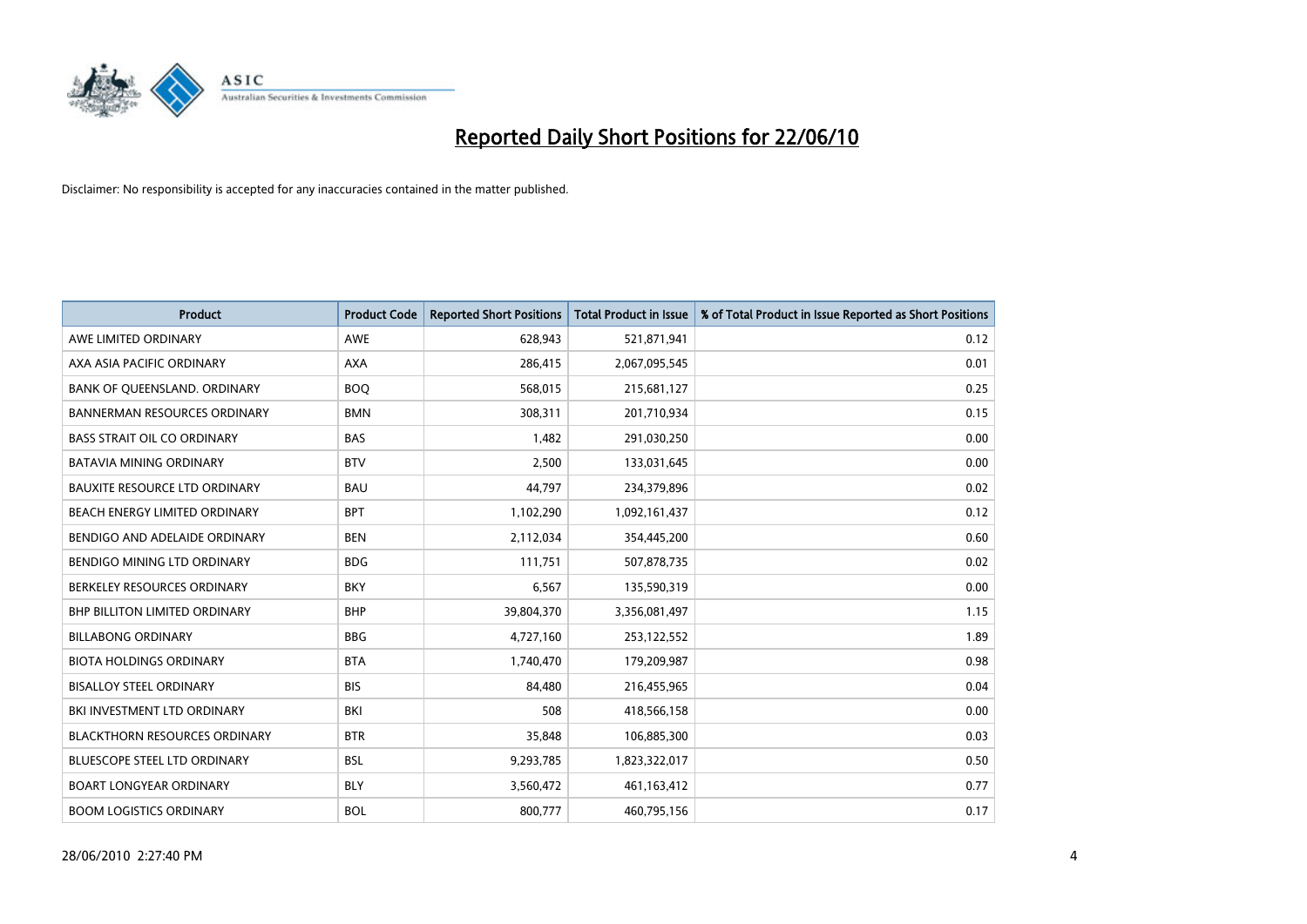# Reported Daily Short Positions for 22/06/10

Disclaimer: No responsibility is accepted for any inaccuracies contained in the matter published.

| Product | Product Code | Reported Short Positions | Total Product in Issue | % of Total Product in Issue Reported as Short Positions |
|---|---|---|---|---|
| AWE LIMITED ORDINARY | AWE | 628,943 | 521,871,941 | 0.12 |
| AXA ASIA PACIFIC ORDINARY | AXA | 286,415 | 2,067,095,545 | 0.01 |
| BANK OF QUEENSLAND. ORDINARY | BOQ | 568,015 | 215,681,127 | 0.25 |
| BANNERMAN RESOURCES ORDINARY | BMN | 308,311 | 201,710,934 | 0.15 |
| BASS STRAIT OIL CO ORDINARY | BAS | 1,482 | 291,030,250 | 0.00 |
| BATAVIA MINING ORDINARY | BTV | 2,500 | 133,031,645 | 0.00 |
| BAUXITE RESOURCE LTD ORDINARY | BAU | 44,797 | 234,379,896 | 0.02 |
| BEACH ENERGY LIMITED ORDINARY | BPT | 1,102,290 | 1,092,161,437 | 0.12 |
| BENDIGO AND ADELAIDE ORDINARY | BEN | 2,112,034 | 354,445,200 | 0.60 |
| BENDIGO MINING LTD ORDINARY | BDG | 111,751 | 507,878,735 | 0.02 |
| BERKELEY RESOURCES ORDINARY | BKY | 6,567 | 135,590,319 | 0.00 |
| BHP BILLITON LIMITED ORDINARY | BHP | 39,804,370 | 3,356,081,497 | 1.15 |
| BILLABONG ORDINARY | BBG | 4,727,160 | 253,122,552 | 1.89 |
| BIOTA HOLDINGS ORDINARY | BTA | 1,740,470 | 179,209,987 | 0.98 |
| BISALLOY STEEL ORDINARY | BIS | 84,480 | 216,455,965 | 0.04 |
| BKI INVESTMENT LTD ORDINARY | BKI | 508 | 418,566,158 | 0.00 |
| BLACKTHORN RESOURCES ORDINARY | BTR | 35,848 | 106,885,300 | 0.03 |
| BLUESCOPE STEEL LTD ORDINARY | BSL | 9,293,785 | 1,823,322,017 | 0.50 |
| BOART LONGYEAR ORDINARY | BLY | 3,560,472 | 461,163,412 | 0.77 |
| BOOM LOGISTICS ORDINARY | BOL | 800,777 | 460,795,156 | 0.17 |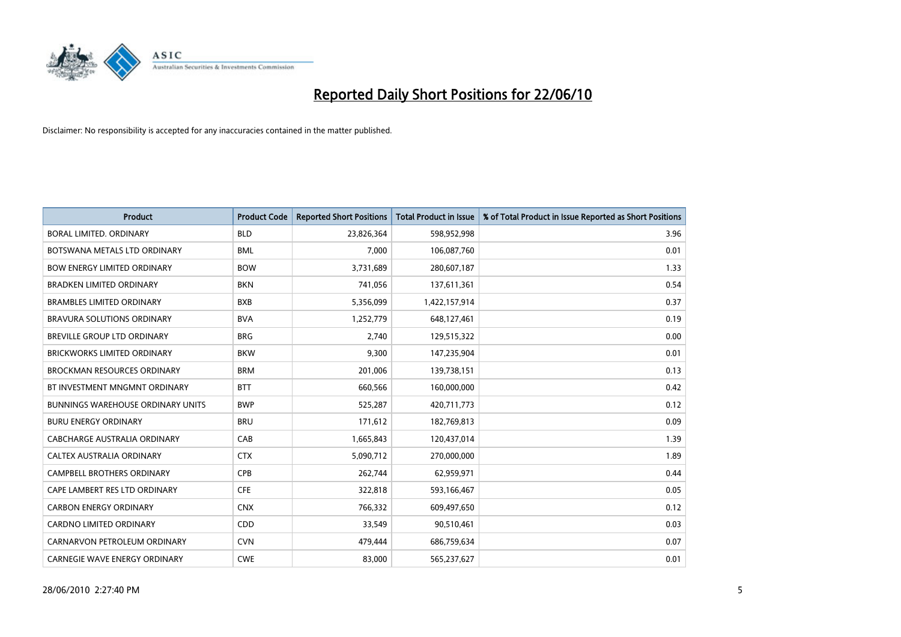# Reported Daily Short Positions for 22/06/10

Disclaimer: No responsibility is accepted for any inaccuracies contained in the matter published.

| Product | Product Code | Reported Short Positions | Total Product in Issue | % of Total Product in Issue Reported as Short Positions |
|---|---|---|---|---|
| BORAL LIMITED. ORDINARY | BLD | 23,826,364 | 598,952,998 | 3.96 |
| BOTSWANA METALS LTD ORDINARY | BML | 7,000 | 106,087,760 | 0.01 |
| BOW ENERGY LIMITED ORDINARY | BOW | 3,731,689 | 280,607,187 | 1.33 |
| BRADKEN LIMITED ORDINARY | BKN | 741,056 | 137,611,361 | 0.54 |
| BRAMBLES LIMITED ORDINARY | BXB | 5,356,099 | 1,422,157,914 | 0.37 |
| BRAVURA SOLUTIONS ORDINARY | BVA | 1,252,779 | 648,127,461 | 0.19 |
| BREVILLE GROUP LTD ORDINARY | BRG | 2,740 | 129,515,322 | 0.00 |
| BRICKWORKS LIMITED ORDINARY | BKW | 9,300 | 147,235,904 | 0.01 |
| BROCKMAN RESOURCES ORDINARY | BRM | 201,006 | 139,738,151 | 0.13 |
| BT INVESTMENT MNGMNT ORDINARY | BTT | 660,566 | 160,000,000 | 0.42 |
| BUNNINGS WAREHOUSE ORDINARY UNITS | BWP | 525,287 | 420,711,773 | 0.12 |
| BURU ENERGY ORDINARY | BRU | 171,612 | 182,769,813 | 0.09 |
| CABCHARGE AUSTRALIA ORDINARY | CAB | 1,665,843 | 120,437,014 | 1.39 |
| CALTEX AUSTRALIA ORDINARY | CTX | 5,090,712 | 270,000,000 | 1.89 |
| CAMPBELL BROTHERS ORDINARY | CPB | 262,744 | 62,959,971 | 0.44 |
| CAPE LAMBERT RES LTD ORDINARY | CFE | 322,818 | 593,166,467 | 0.05 |
| CARBON ENERGY ORDINARY | CNX | 766,332 | 609,497,650 | 0.12 |
| CARDNO LIMITED ORDINARY | CDD | 33,549 | 90,510,461 | 0.03 |
| CARNARVON PETROLEUM ORDINARY | CVN | 479,444 | 686,759,634 | 0.07 |
| CARNEGIE WAVE ENERGY ORDINARY | CWE | 83,000 | 565,237,627 | 0.01 |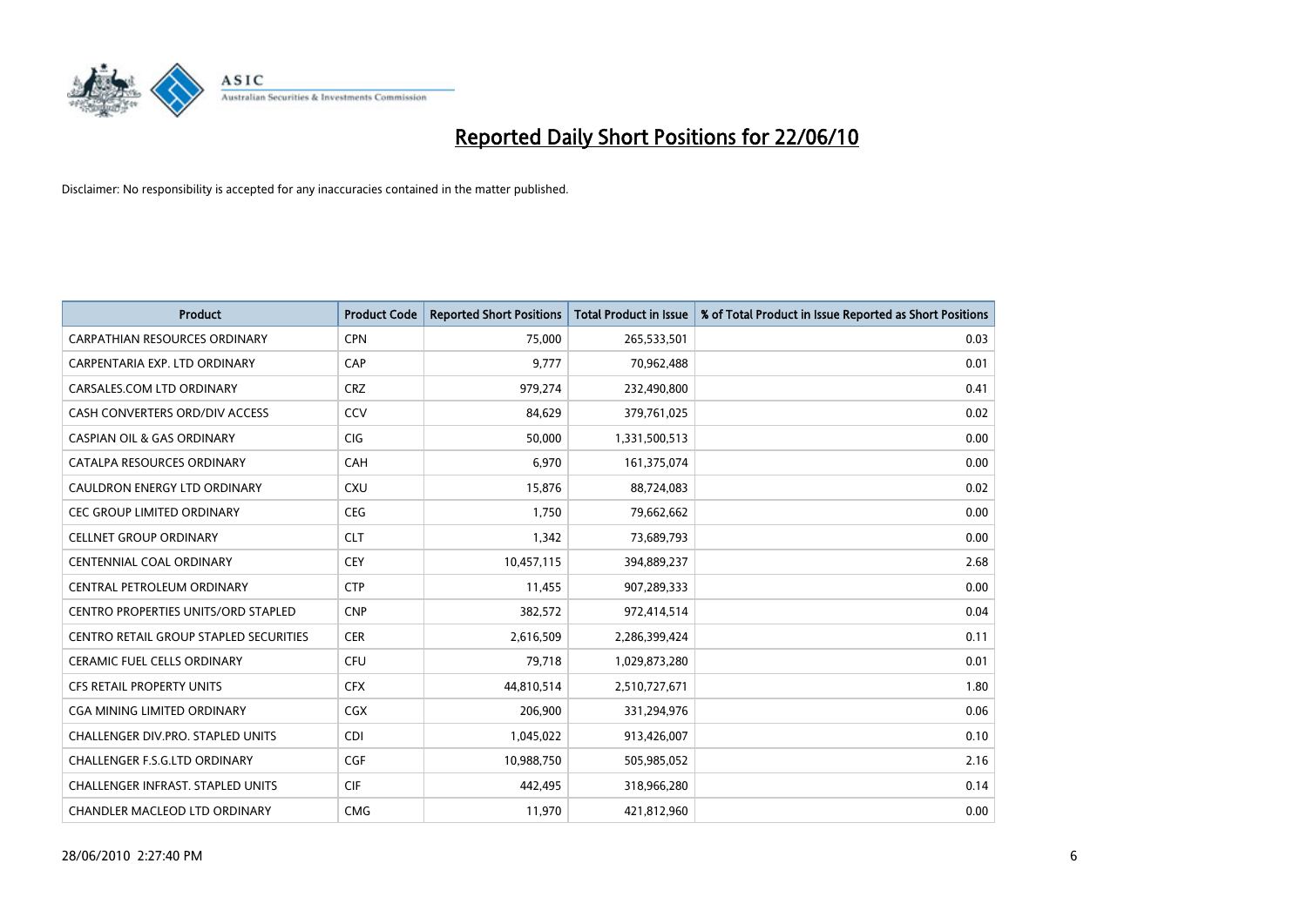# Reported Daily Short Positions for 22/06/10

Disclaimer: No responsibility is accepted for any inaccuracies contained in the matter published.

| Product | Product Code | Reported Short Positions | Total Product in Issue | % of Total Product in Issue Reported as Short Positions |
|---|---|---|---|---|
| CARPATHIAN RESOURCES ORDINARY | CPN | 75,000 | 265,533,501 | 0.03 |
| CARPENTARIA EXP. LTD ORDINARY | CAP | 9,777 | 70,962,488 | 0.01 |
| CARSALES.COM LTD ORDINARY | CRZ | 979,274 | 232,490,800 | 0.41 |
| CASH CONVERTERS ORD/DIV ACCESS | CCV | 84,629 | 379,761,025 | 0.02 |
| CASPIAN OIL & GAS ORDINARY | CIG | 50,000 | 1,331,500,513 | 0.00 |
| CATALPA RESOURCES ORDINARY | CAH | 6,970 | 161,375,074 | 0.00 |
| CAULDRON ENERGY LTD ORDINARY | CXU | 15,876 | 88,724,083 | 0.02 |
| CEC GROUP LIMITED ORDINARY | CEG | 1,750 | 79,662,662 | 0.00 |
| CELLNET GROUP ORDINARY | CLT | 1,342 | 73,689,793 | 0.00 |
| CENTENNIAL COAL ORDINARY | CEY | 10,457,115 | 394,889,237 | 2.68 |
| CENTRAL PETROLEUM ORDINARY | CTP | 11,455 | 907,289,333 | 0.00 |
| CENTRO PROPERTIES UNITS/ORD STAPLED | CNP | 382,572 | 972,414,514 | 0.04 |
| CENTRO RETAIL GROUP STAPLED SECURITIES | CER | 2,616,509 | 2,286,399,424 | 0.11 |
| CERAMIC FUEL CELLS ORDINARY | CFU | 79,718 | 1,029,873,280 | 0.01 |
| CFS RETAIL PROPERTY UNITS | CFX | 44,810,514 | 2,510,727,671 | 1.80 |
| CGA MINING LIMITED ORDINARY | CGX | 206,900 | 331,294,976 | 0.06 |
| CHALLENGER DIV.PRO. STAPLED UNITS | CDI | 1,045,022 | 913,426,007 | 0.10 |
| CHALLENGER F.S.G.LTD ORDINARY | CGF | 10,988,750 | 505,985,052 | 2.16 |
| CHALLENGER INFRAST. STAPLED UNITS | CIF | 442,495 | 318,966,280 | 0.14 |
| CHANDLER MACLEOD LTD ORDINARY | CMG | 11,970 | 421,812,960 | 0.00 |

28/06/2010 2:27:40 PM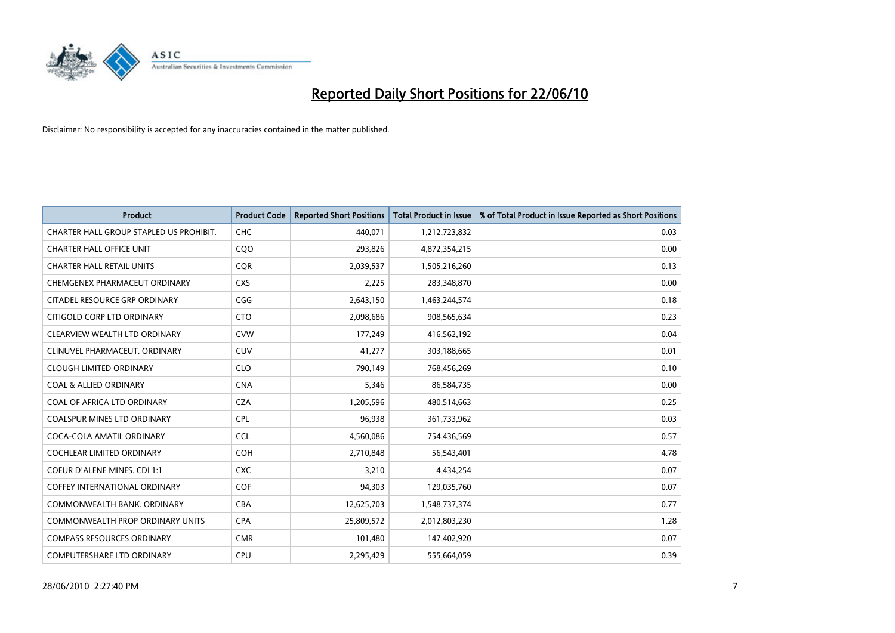# Reported Daily Short Positions for 22/06/10

Disclaimer: No responsibility is accepted for any inaccuracies contained in the matter published.

| Product | Product Code | Reported Short Positions | Total Product in Issue | % of Total Product in Issue Reported as Short Positions |
|---|---|---|---|---|
| CHARTER HALL GROUP STAPLED US PROHIBIT. | CHC | 440,071 | 1,212,723,832 | 0.03 |
| CHARTER HALL OFFICE UNIT | CQO | 293,826 | 4,872,354,215 | 0.00 |
| CHARTER HALL RETAIL UNITS | CQR | 2,039,537 | 1,505,216,260 | 0.13 |
| CHEMGENEX PHARMACEUT ORDINARY | CXS | 2,225 | 283,348,870 | 0.00 |
| CITADEL RESOURCE GRP ORDINARY | CGG | 2,643,150 | 1,463,244,574 | 0.18 |
| CITIGOLD CORP LTD ORDINARY | CTO | 2,098,686 | 908,565,634 | 0.23 |
| CLEARVIEW WEALTH LTD ORDINARY | CVW | 177,249 | 416,562,192 | 0.04 |
| CLINUVEL PHARMACEUT. ORDINARY | CUV | 41,277 | 303,188,665 | 0.01 |
| CLOUGH LIMITED ORDINARY | CLO | 790,149 | 768,456,269 | 0.10 |
| COAL & ALLIED ORDINARY | CNA | 5,346 | 86,584,735 | 0.00 |
| COAL OF AFRICA LTD ORDINARY | CZA | 1,205,596 | 480,514,663 | 0.25 |
| COALSPUR MINES LTD ORDINARY | CPL | 96,938 | 361,733,962 | 0.03 |
| COCA-COLA AMATIL ORDINARY | CCL | 4,560,086 | 754,436,569 | 0.57 |
| COCHLEAR LIMITED ORDINARY | COH | 2,710,848 | 56,543,401 | 4.78 |
| COEUR D'ALENE MINES. CDI 1:1 | CXC | 3,210 | 4,434,254 | 0.07 |
| COFFEY INTERNATIONAL ORDINARY | COF | 94,303 | 129,035,760 | 0.07 |
| COMMONWEALTH BANK. ORDINARY | CBA | 12,625,703 | 1,548,737,374 | 0.77 |
| COMMONWEALTH PROP ORDINARY UNITS | CPA | 25,809,572 | 2,012,803,230 | 1.28 |
| COMPASS RESOURCES ORDINARY | CMR | 101,480 | 147,402,920 | 0.07 |
| COMPUTERSHARE LTD ORDINARY | CPU | 2,295,429 | 555,664,059 | 0.39 |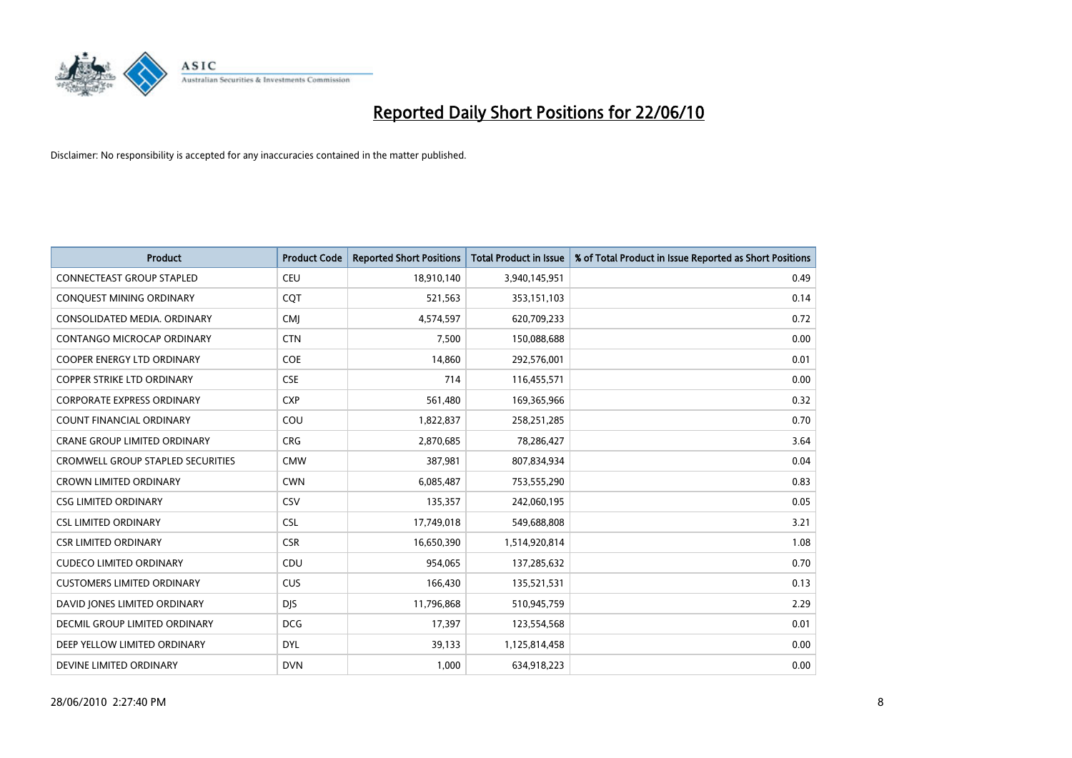# Reported Daily Short Positions for 22/06/10

Disclaimer: No responsibility is accepted for any inaccuracies contained in the matter published.

| Product | Product Code | Reported Short Positions | Total Product in Issue | % of Total Product in Issue Reported as Short Positions |
|---|---|---|---|---|
| CONNECTEAST GROUP STAPLED | CEU | 18,910,140 | 3,940,145,951 | 0.49 |
| CONQUEST MINING ORDINARY | CQT | 521,563 | 353,151,103 | 0.14 |
| CONSOLIDATED MEDIA. ORDINARY | CMJ | 4,574,597 | 620,709,233 | 0.72 |
| CONTANGO MICROCAP ORDINARY | CTN | 7,500 | 150,088,688 | 0.00 |
| COOPER ENERGY LTD ORDINARY | COE | 14,860 | 292,576,001 | 0.01 |
| COPPER STRIKE LTD ORDINARY | CSE | 714 | 116,455,571 | 0.00 |
| CORPORATE EXPRESS ORDINARY | CXP | 561,480 | 169,365,966 | 0.32 |
| COUNT FINANCIAL ORDINARY | COU | 1,822,837 | 258,251,285 | 0.70 |
| CRANE GROUP LIMITED ORDINARY | CRG | 2,870,685 | 78,286,427 | 3.64 |
| CROMWELL GROUP STAPLED SECURITIES | CMW | 387,981 | 807,834,934 | 0.04 |
| CROWN LIMITED ORDINARY | CWN | 6,085,487 | 753,555,290 | 0.83 |
| CSG LIMITED ORDINARY | CSV | 135,357 | 242,060,195 | 0.05 |
| CSL LIMITED ORDINARY | CSL | 17,749,018 | 549,688,808 | 3.21 |
| CSR LIMITED ORDINARY | CSR | 16,650,390 | 1,514,920,814 | 1.08 |
| CUDECO LIMITED ORDINARY | CDU | 954,065 | 137,285,632 | 0.70 |
| CUSTOMERS LIMITED ORDINARY | CUS | 166,430 | 135,521,531 | 0.13 |
| DAVID JONES LIMITED ORDINARY | DJS | 11,796,868 | 510,945,759 | 2.29 |
| DECMIL GROUP LIMITED ORDINARY | DCG | 17,397 | 123,554,568 | 0.01 |
| DEEP YELLOW LIMITED ORDINARY | DYL | 39,133 | 1,125,814,458 | 0.00 |
| DEVINE LIMITED ORDINARY | DVN | 1,000 | 634,918,223 | 0.00 |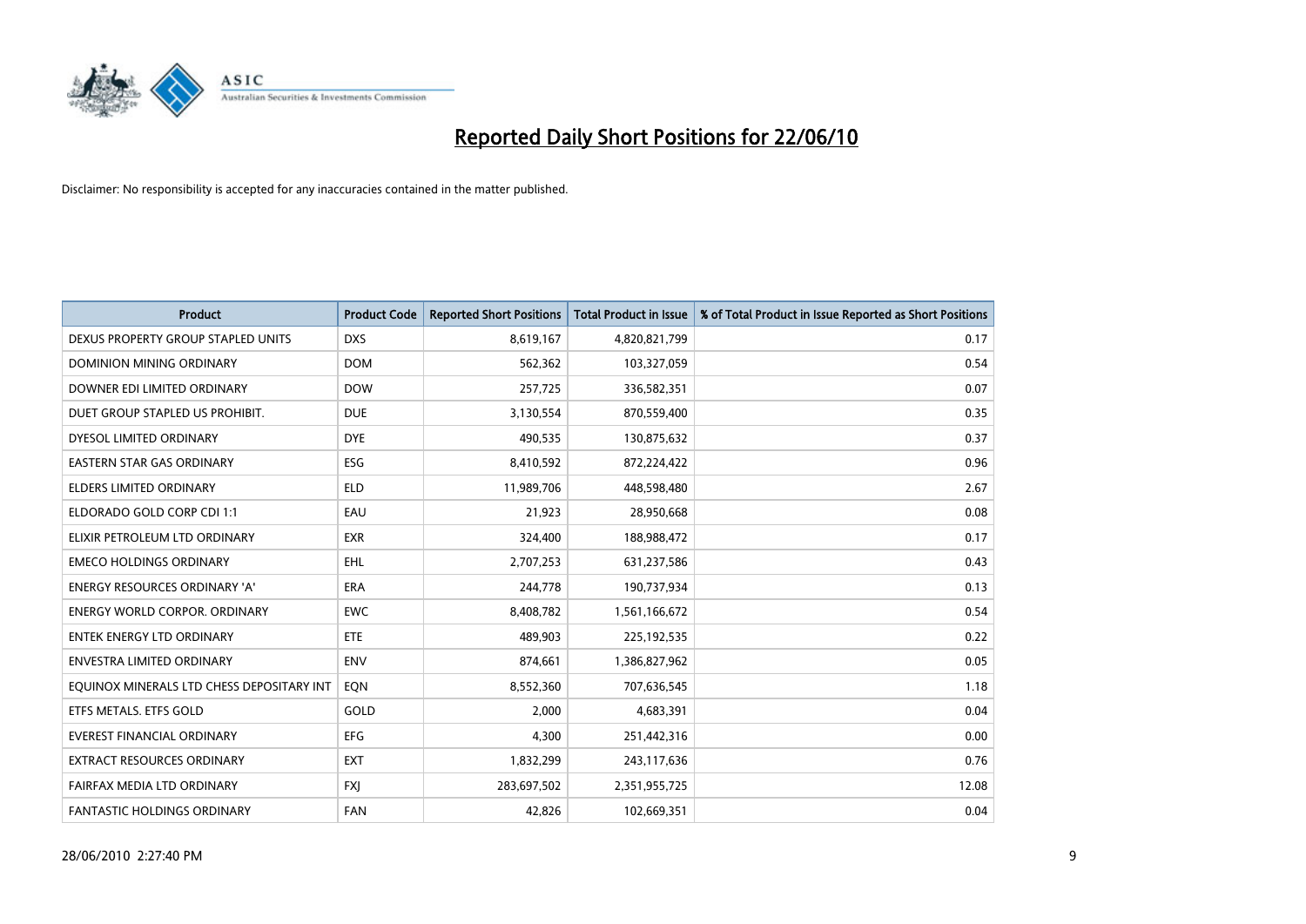# Reported Daily Short Positions for 22/06/10

Disclaimer: No responsibility is accepted for any inaccuracies contained in the matter published.

| Product | Product Code | Reported Short Positions | Total Product in Issue | % of Total Product in Issue Reported as Short Positions |
|---|---|---|---|---|
| DEXUS PROPERTY GROUP STAPLED UNITS | DXS | 8,619,167 | 4,820,821,799 | 0.17 |
| DOMINION MINING ORDINARY | DOM | 562,362 | 103,327,059 | 0.54 |
| DOWNER EDI LIMITED ORDINARY | DOW | 257,725 | 336,582,351 | 0.07 |
| DUET GROUP STAPLED US PROHIBIT. | DUE | 3,130,554 | 870,559,400 | 0.35 |
| DYESOL LIMITED ORDINARY | DYE | 490,535 | 130,875,632 | 0.37 |
| EASTERN STAR GAS ORDINARY | ESG | 8,410,592 | 872,224,422 | 0.96 |
| ELDERS LIMITED ORDINARY | ELD | 11,989,706 | 448,598,480 | 2.67 |
| ELDORADO GOLD CORP CDI 1:1 | EAU | 21,923 | 28,950,668 | 0.08 |
| ELIXIR PETROLEUM LTD ORDINARY | EXR | 324,400 | 188,988,472 | 0.17 |
| EMECO HOLDINGS ORDINARY | EHL | 2,707,253 | 631,237,586 | 0.43 |
| ENERGY RESOURCES ORDINARY 'A' | ERA | 244,778 | 190,737,934 | 0.13 |
| ENERGY WORLD CORPOR. ORDINARY | EWC | 8,408,782 | 1,561,166,672 | 0.54 |
| ENTEK ENERGY LTD ORDINARY | ETE | 489,903 | 225,192,535 | 0.22 |
| ENVESTRA LIMITED ORDINARY | ENV | 874,661 | 1,386,827,962 | 0.05 |
| EQUINOX MINERALS LTD CHESS DEPOSITARY INT | EQN | 8,552,360 | 707,636,545 | 1.18 |
| ETFS METALS. ETFS GOLD | GOLD | 2,000 | 4,683,391 | 0.04 |
| EVEREST FINANCIAL ORDINARY | EFG | 4,300 | 251,442,316 | 0.00 |
| EXTRACT RESOURCES ORDINARY | EXT | 1,832,299 | 243,117,636 | 0.76 |
| FAIRFAX MEDIA LTD ORDINARY | FXJ | 283,697,502 | 2,351,955,725 | 12.08 |
| FANTASTIC HOLDINGS ORDINARY | FAN | 42,826 | 102,669,351 | 0.04 |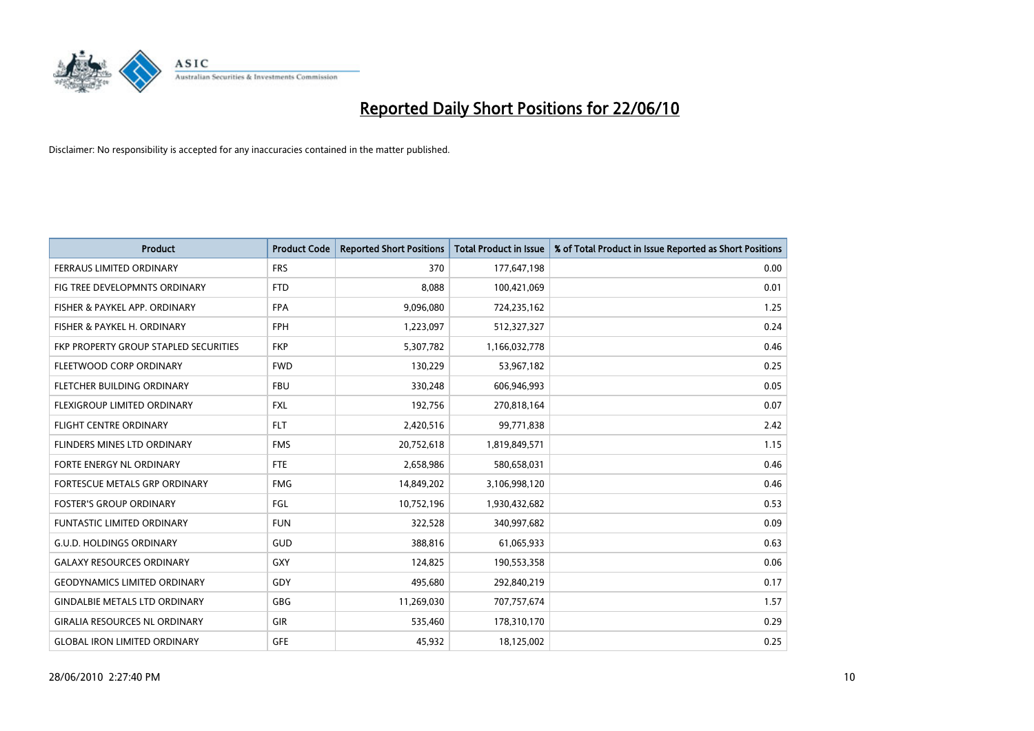# Reported Daily Short Positions for 22/06/10

Disclaimer: No responsibility is accepted for any inaccuracies contained in the matter published.

| Product | Product Code | Reported Short Positions | Total Product in Issue | % of Total Product in Issue Reported as Short Positions |
|---|---|---|---|---|
| FERRAUS LIMITED ORDINARY | FRS | 370 | 177,647,198 | 0.00 |
| FIG TREE DEVELOPMNTS ORDINARY | FTD | 8,088 | 100,421,069 | 0.01 |
| FISHER & PAYKEL APP. ORDINARY | FPA | 9,096,080 | 724,235,162 | 1.25 |
| FISHER & PAYKEL H. ORDINARY | FPH | 1,223,097 | 512,327,327 | 0.24 |
| FKP PROPERTY GROUP STAPLED SECURITIES | FKP | 5,307,782 | 1,166,032,778 | 0.46 |
| FLEETWOOD CORP ORDINARY | FWD | 130,229 | 53,967,182 | 0.25 |
| FLETCHER BUILDING ORDINARY | FBU | 330,248 | 606,946,993 | 0.05 |
| FLEXIGROUP LIMITED ORDINARY | FXL | 192,756 | 270,818,164 | 0.07 |
| FLIGHT CENTRE ORDINARY | FLT | 2,420,516 | 99,771,838 | 2.42 |
| FLINDERS MINES LTD ORDINARY | FMS | 20,752,618 | 1,819,849,571 | 1.15 |
| FORTE ENERGY NL ORDINARY | FTE | 2,658,986 | 580,658,031 | 0.46 |
| FORTESCUE METALS GRP ORDINARY | FMG | 14,849,202 | 3,106,998,120 | 0.46 |
| FOSTER'S GROUP ORDINARY | FGL | 10,752,196 | 1,930,432,682 | 0.53 |
| FUNTASTIC LIMITED ORDINARY | FUN | 322,528 | 340,997,682 | 0.09 |
| G.U.D. HOLDINGS ORDINARY | GUD | 388,816 | 61,065,933 | 0.63 |
| GALAXY RESOURCES ORDINARY | GXY | 124,825 | 190,553,358 | 0.06 |
| GEODYNAMICS LIMITED ORDINARY | GDY | 495,680 | 292,840,219 | 0.17 |
| GINDALBIE METALS LTD ORDINARY | GBG | 11,269,030 | 707,757,674 | 1.57 |
| GIRALIA RESOURCES NL ORDINARY | GIR | 535,460 | 178,310,170 | 0.29 |
| GLOBAL IRON LIMITED ORDINARY | GFE | 45,932 | 18,125,002 | 0.25 |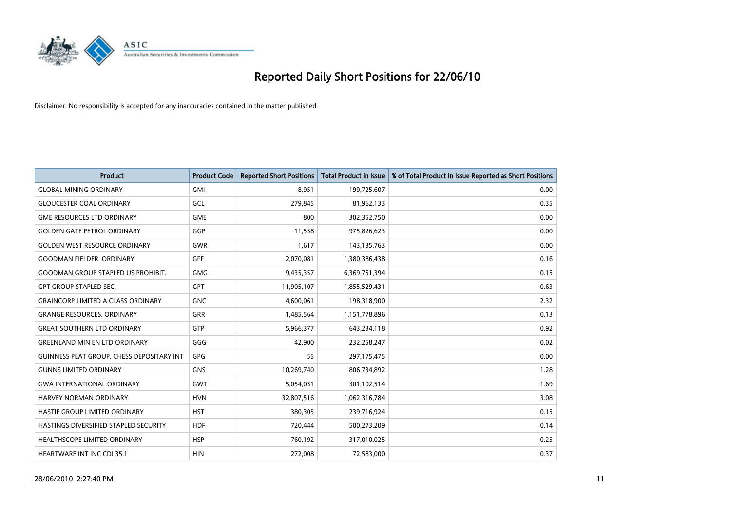# Reported Daily Short Positions for 22/06/10

Disclaimer: No responsibility is accepted for any inaccuracies contained in the matter published.

| Product | Product Code | Reported Short Positions | Total Product in Issue | % of Total Product in Issue Reported as Short Positions |
| --- | --- | --- | --- | --- |
| GLOBAL MINING ORDINARY | GMI | 8,951 | 199,725,607 | 0.00 |
| GLOUCESTER COAL ORDINARY | GCL | 279,845 | 81,962,133 | 0.35 |
| GME RESOURCES LTD ORDINARY | GME | 800 | 302,352,750 | 0.00 |
| GOLDEN GATE PETROL ORDINARY | GGP | 11,538 | 975,826,623 | 0.00 |
| GOLDEN WEST RESOURCE ORDINARY | GWR | 1,617 | 143,135,763 | 0.00 |
| GOODMAN FIELDER. ORDINARY | GFF | 2,070,081 | 1,380,386,438 | 0.16 |
| GOODMAN GROUP STAPLED US PROHIBIT. | GMG | 9,435,357 | 6,369,751,394 | 0.15 |
| GPT GROUP STAPLED SEC. | GPT | 11,905,107 | 1,855,529,431 | 0.63 |
| GRAINCORP LIMITED A CLASS ORDINARY | GNC | 4,600,061 | 198,318,900 | 2.32 |
| GRANGE RESOURCES. ORDINARY | GRR | 1,485,564 | 1,151,778,896 | 0.13 |
| GREAT SOUTHERN LTD ORDINARY | GTP | 5,966,377 | 643,234,118 | 0.92 |
| GREENLAND MIN EN LTD ORDINARY | GGG | 42,900 | 232,258,247 | 0.02 |
| GUINNESS PEAT GROUP. CHESS DEPOSITARY INT | GPG | 55 | 297,175,475 | 0.00 |
| GUNNS LIMITED ORDINARY | GNS | 10,269,740 | 806,734,892 | 1.28 |
| GWA INTERNATIONAL ORDINARY | GWT | 5,054,031 | 301,102,514 | 1.69 |
| HARVEY NORMAN ORDINARY | HVN | 32,807,516 | 1,062,316,784 | 3.08 |
| HASTIE GROUP LIMITED ORDINARY | HST | 380,305 | 239,716,924 | 0.15 |
| HASTINGS DIVERSIFIED STAPLED SECURITY | HDF | 720,444 | 500,273,209 | 0.14 |
| HEALTHSCOPE LIMITED ORDINARY | HSP | 760,192 | 317,010,025 | 0.25 |
| HEARTWARE INT INC CDI 35:1 | HIN | 272,008 | 72,583,000 | 0.37 |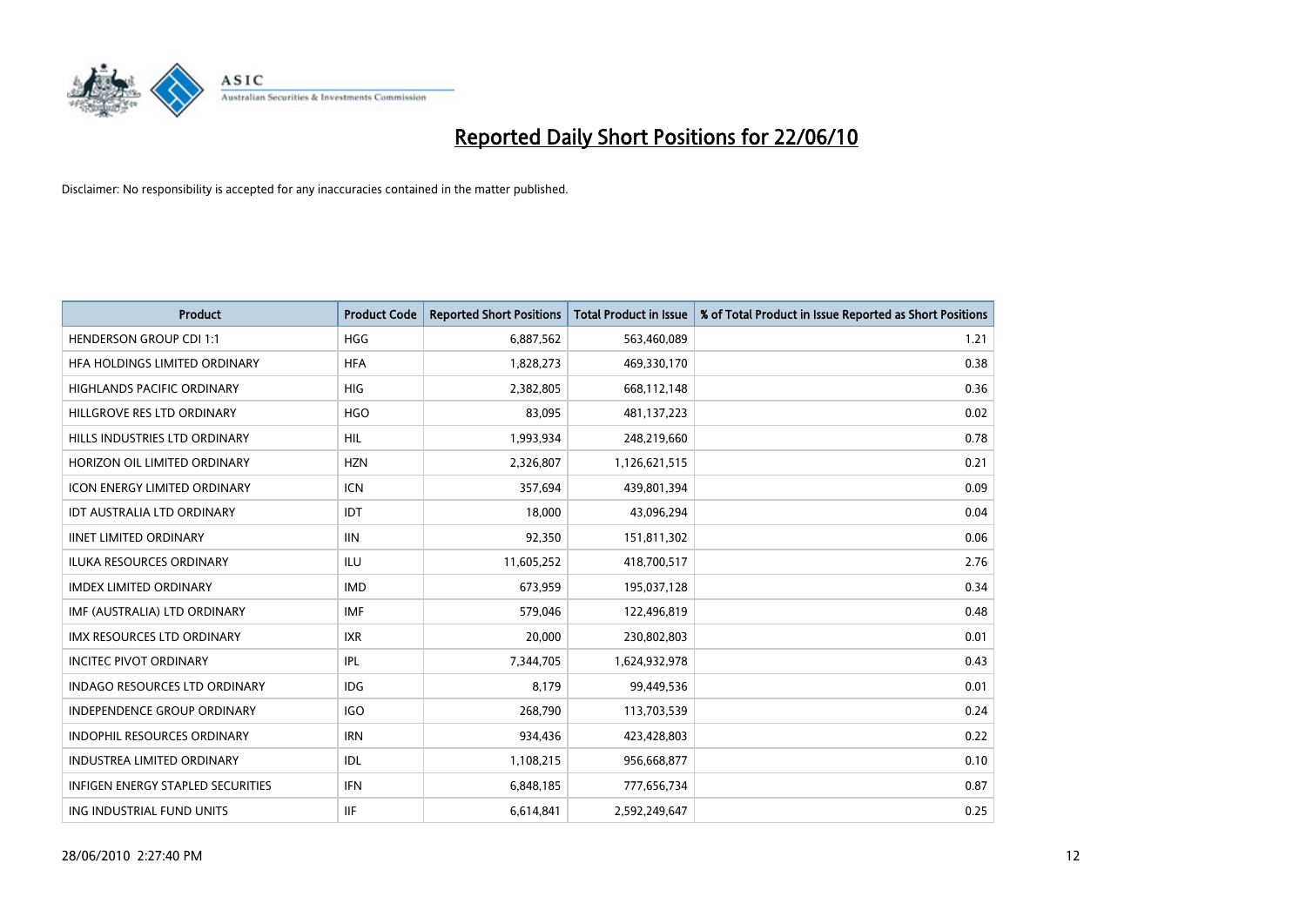# Reported Daily Short Positions for 22/06/10

Disclaimer: No responsibility is accepted for any inaccuracies contained in the matter published.

| Product | Product Code | Reported Short Positions | Total Product in Issue | % of Total Product in Issue Reported as Short Positions |
|---|---|---|---|---|
| HENDERSON GROUP CDI 1:1 | HGG | 6,887,562 | 563,460,089 | 1.21 |
| HFA HOLDINGS LIMITED ORDINARY | HFA | 1,828,273 | 469,330,170 | 0.38 |
| HIGHLANDS PACIFIC ORDINARY | HIG | 2,382,805 | 668,112,148 | 0.36 |
| HILLGROVE RES LTD ORDINARY | HGO | 83,095 | 481,137,223 | 0.02 |
| HILLS INDUSTRIES LTD ORDINARY | HIL | 1,993,934 | 248,219,660 | 0.78 |
| HORIZON OIL LIMITED ORDINARY | HZN | 2,326,807 | 1,126,621,515 | 0.21 |
| ICON ENERGY LIMITED ORDINARY | ICN | 357,694 | 439,801,394 | 0.09 |
| IDT AUSTRALIA LTD ORDINARY | IDT | 18,000 | 43,096,294 | 0.04 |
| IINET LIMITED ORDINARY | IIN | 92,350 | 151,811,302 | 0.06 |
| ILUKA RESOURCES ORDINARY | ILU | 11,605,252 | 418,700,517 | 2.76 |
| IMDEX LIMITED ORDINARY | IMD | 673,959 | 195,037,128 | 0.34 |
| IMF (AUSTRALIA) LTD ORDINARY | IMF | 579,046 | 122,496,819 | 0.48 |
| IMX RESOURCES LTD ORDINARY | IXR | 20,000 | 230,802,803 | 0.01 |
| INCITEC PIVOT ORDINARY | IPL | 7,344,705 | 1,624,932,978 | 0.43 |
| INDAGO RESOURCES LTD ORDINARY | IDG | 8,179 | 99,449,536 | 0.01 |
| INDEPENDENCE GROUP ORDINARY | IGO | 268,790 | 113,703,539 | 0.24 |
| INDOPHIL RESOURCES ORDINARY | IRN | 934,436 | 423,428,803 | 0.22 |
| INDUSTREA LIMITED ORDINARY | IDL | 1,108,215 | 956,668,877 | 0.10 |
| INFIGEN ENERGY STAPLED SECURITIES | IFN | 6,848,185 | 777,656,734 | 0.87 |
| ING INDUSTRIAL FUND UNITS | IIF | 6,614,841 | 2,592,249,647 | 0.25 |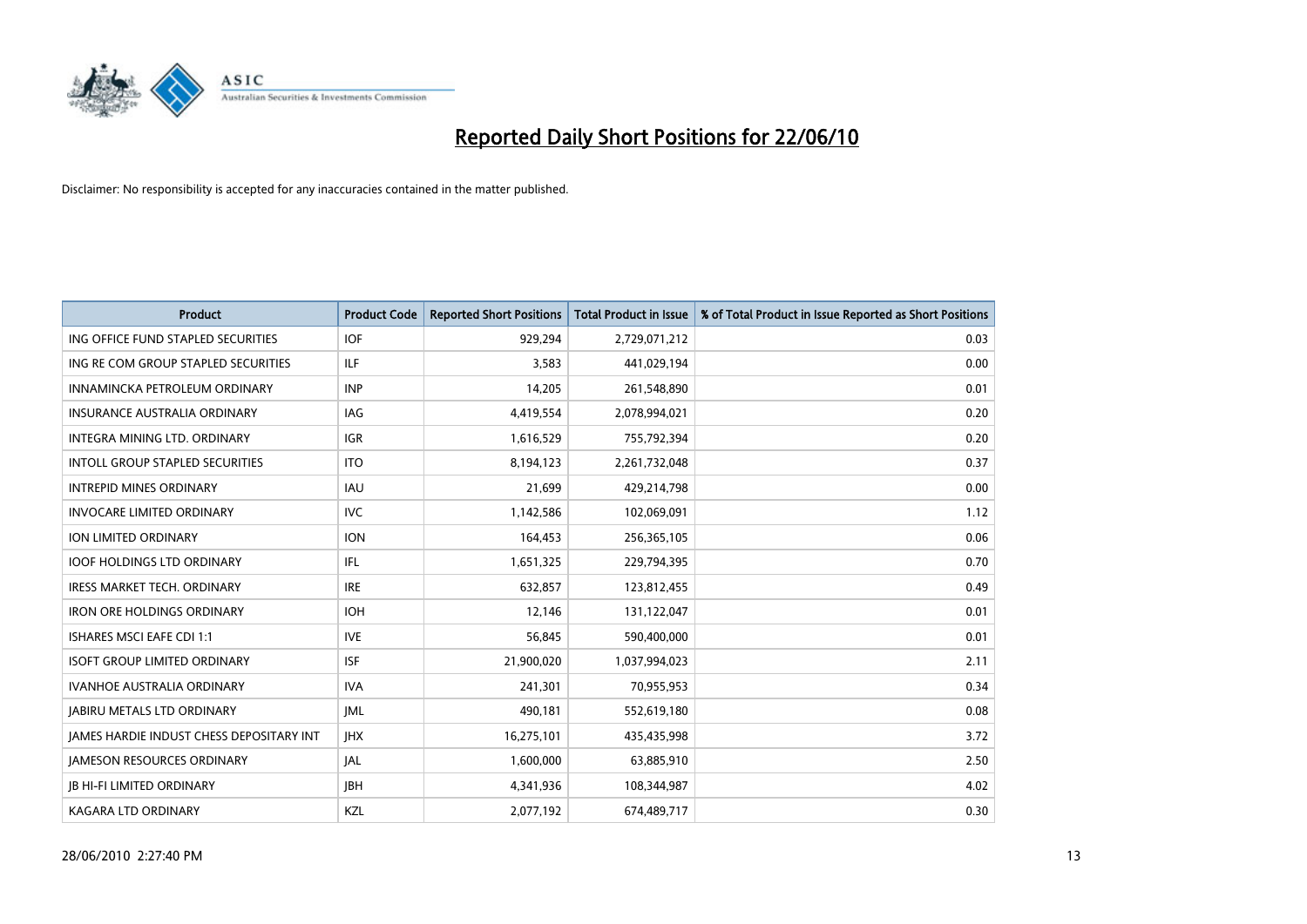# Reported Daily Short Positions for 22/06/10

Disclaimer: No responsibility is accepted for any inaccuracies contained in the matter published.

| Product | Product Code | Reported Short Positions | Total Product in Issue | % of Total Product in Issue Reported as Short Positions |
|---|---|---|---|---|
| ING OFFICE FUND STAPLED SECURITIES | IOF | 929,294 | 2,729,071,212 | 0.03 |
| ING RE COM GROUP STAPLED SECURITIES | ILF | 3,583 | 441,029,194 | 0.00 |
| INNAMINCKA PETROLEUM ORDINARY | INP | 14,205 | 261,548,890 | 0.01 |
| INSURANCE AUSTRALIA ORDINARY | IAG | 4,419,554 | 2,078,994,021 | 0.20 |
| INTEGRA MINING LTD. ORDINARY | IGR | 1,616,529 | 755,792,394 | 0.20 |
| INTOLL GROUP STAPLED SECURITIES | ITO | 8,194,123 | 2,261,732,048 | 0.37 |
| INTREPID MINES ORDINARY | IAU | 21,699 | 429,214,798 | 0.00 |
| INVOCARE LIMITED ORDINARY | IVC | 1,142,586 | 102,069,091 | 1.12 |
| ION LIMITED ORDINARY | ION | 164,453 | 256,365,105 | 0.06 |
| IOOF HOLDINGS LTD ORDINARY | IFL | 1,651,325 | 229,794,395 | 0.70 |
| IRESS MARKET TECH. ORDINARY | IRE | 632,857 | 123,812,455 | 0.49 |
| IRON ORE HOLDINGS ORDINARY | IOH | 12,146 | 131,122,047 | 0.01 |
| ISHARES MSCI EAFE CDI 1:1 | IVE | 56,845 | 590,400,000 | 0.01 |
| ISOFT GROUP LIMITED ORDINARY | ISF | 21,900,020 | 1,037,994,023 | 2.11 |
| IVANHOE AUSTRALIA ORDINARY | IVA | 241,301 | 70,955,953 | 0.34 |
| JABIRU METALS LTD ORDINARY | JML | 490,181 | 552,619,180 | 0.08 |
| JAMES HARDIE INDUST CHESS DEPOSITARY INT | JHX | 16,275,101 | 435,435,998 | 3.72 |
| JAMESON RESOURCES ORDINARY | JAL | 1,600,000 | 63,885,910 | 2.50 |
| JB HI-FI LIMITED ORDINARY | JBH | 4,341,936 | 108,344,987 | 4.02 |
| KAGARA LTD ORDINARY | KZL | 2,077,192 | 674,489,717 | 0.30 |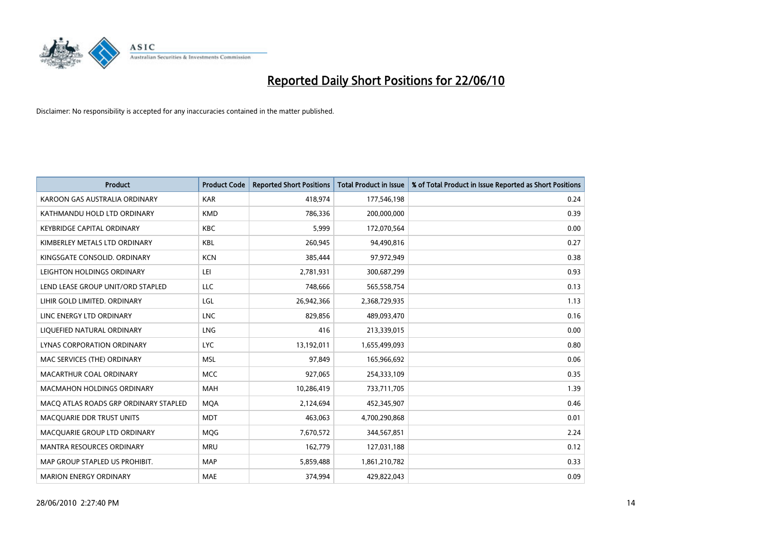# Reported Daily Short Positions for 22/06/10

Disclaimer: No responsibility is accepted for any inaccuracies contained in the matter published.

| Product | Product Code | Reported Short Positions | Total Product in Issue | % of Total Product in Issue Reported as Short Positions |
|---|---|---|---|---|
| KAROON GAS AUSTRALIA ORDINARY | KAR | 418,974 | 177,546,198 | 0.24 |
| KATHMANDU HOLD LTD ORDINARY | KMD | 786,336 | 200,000,000 | 0.39 |
| KEYBRIDGE CAPITAL ORDINARY | KBC | 5,999 | 172,070,564 | 0.00 |
| KIMBERLEY METALS LTD ORDINARY | KBL | 260,945 | 94,490,816 | 0.27 |
| KINGSGATE CONSOLID. ORDINARY | KCN | 385,444 | 97,972,949 | 0.38 |
| LEIGHTON HOLDINGS ORDINARY | LEI | 2,781,931 | 300,687,299 | 0.93 |
| LEND LEASE GROUP UNIT/ORD STAPLED | LLC | 748,666 | 565,558,754 | 0.13 |
| LIHIR GOLD LIMITED. ORDINARY | LGL | 26,942,366 | 2,368,729,935 | 1.13 |
| LINC ENERGY LTD ORDINARY | LNC | 829,856 | 489,093,470 | 0.16 |
| LIQUEFIED NATURAL ORDINARY | LNG | 416 | 213,339,015 | 0.00 |
| LYNAS CORPORATION ORDINARY | LYC | 13,192,011 | 1,655,499,093 | 0.80 |
| MAC SERVICES (THE) ORDINARY | MSL | 97,849 | 165,966,692 | 0.06 |
| MACARTHUR COAL ORDINARY | MCC | 927,065 | 254,333,109 | 0.35 |
| MACMAHON HOLDINGS ORDINARY | MAH | 10,286,419 | 733,711,705 | 1.39 |
| MACQ ATLAS ROADS GRP ORDINARY STAPLED | MQA | 2,124,694 | 452,345,907 | 0.46 |
| MACQUARIE DDR TRUST UNITS | MDT | 463,063 | 4,700,290,868 | 0.01 |
| MACQUARIE GROUP LTD ORDINARY | MQG | 7,670,572 | 344,567,851 | 2.24 |
| MANTRA RESOURCES ORDINARY | MRU | 162,779 | 127,031,188 | 0.12 |
| MAP GROUP STAPLED US PROHIBIT. | MAP | 5,859,488 | 1,861,210,782 | 0.33 |
| MARION ENERGY ORDINARY | MAE | 374,994 | 429,822,043 | 0.09 |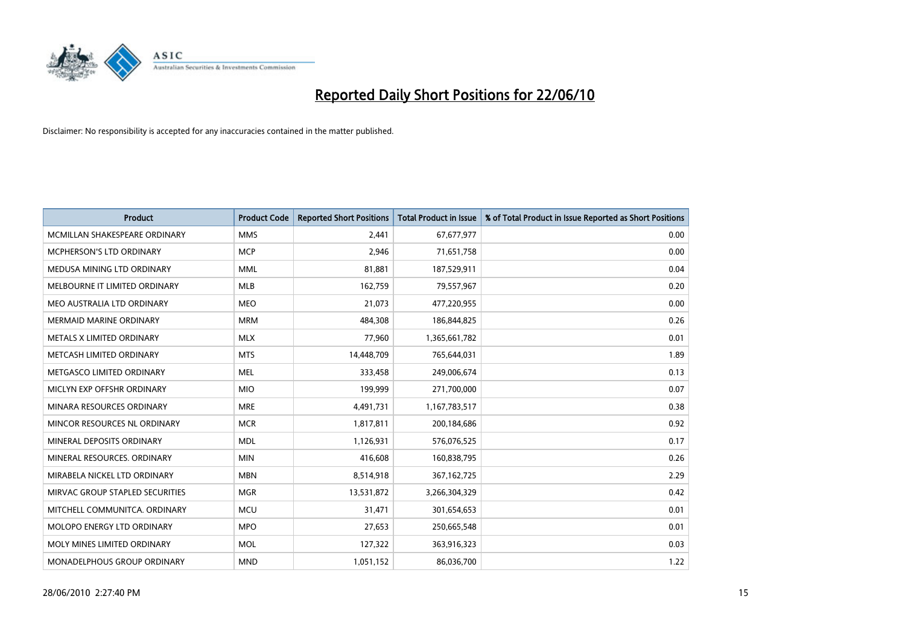# Reported Daily Short Positions for 22/06/10

Disclaimer: No responsibility is accepted for any inaccuracies contained in the matter published.

| Product | Product Code | Reported Short Positions | Total Product in Issue | % of Total Product in Issue Reported as Short Positions |
|---|---|---|---|---|
| MCMILLAN SHAKESPEARE ORDINARY | MMS | 2,441 | 67,677,977 | 0.00 |
| MCPHERSON'S LTD ORDINARY | MCP | 2,946 | 71,651,758 | 0.00 |
| MEDUSA MINING LTD ORDINARY | MML | 81,881 | 187,529,911 | 0.04 |
| MELBOURNE IT LIMITED ORDINARY | MLB | 162,759 | 79,557,967 | 0.20 |
| MEO AUSTRALIA LTD ORDINARY | MEO | 21,073 | 477,220,955 | 0.00 |
| MERMAID MARINE ORDINARY | MRM | 484,308 | 186,844,825 | 0.26 |
| METALS X LIMITED ORDINARY | MLX | 77,960 | 1,365,661,782 | 0.01 |
| METCASH LIMITED ORDINARY | MTS | 14,448,709 | 765,644,031 | 1.89 |
| METGASCO LIMITED ORDINARY | MEL | 333,458 | 249,006,674 | 0.13 |
| MICLYN EXP OFFSHR ORDINARY | MIO | 199,999 | 271,700,000 | 0.07 |
| MINARA RESOURCES ORDINARY | MRE | 4,491,731 | 1,167,783,517 | 0.38 |
| MINCOR RESOURCES NL ORDINARY | MCR | 1,817,811 | 200,184,686 | 0.92 |
| MINERAL DEPOSITS ORDINARY | MDL | 1,126,931 | 576,076,525 | 0.17 |
| MINERAL RESOURCES. ORDINARY | MIN | 416,608 | 160,838,795 | 0.26 |
| MIRABELA NICKEL LTD ORDINARY | MBN | 8,514,918 | 367,162,725 | 2.29 |
| MIRVAC GROUP STAPLED SECURITIES | MGR | 13,531,872 | 3,266,304,329 | 0.42 |
| MITCHELL COMMUNITCA. ORDINARY | MCU | 31,471 | 301,654,653 | 0.01 |
| MOLOPO ENERGY LTD ORDINARY | MPO | 27,653 | 250,665,548 | 0.01 |
| MOLY MINES LIMITED ORDINARY | MOL | 127,322 | 363,916,323 | 0.03 |
| MONADELPHOUS GROUP ORDINARY | MND | 1,051,152 | 86,036,700 | 1.22 |

28/06/2010 2:27:40 PM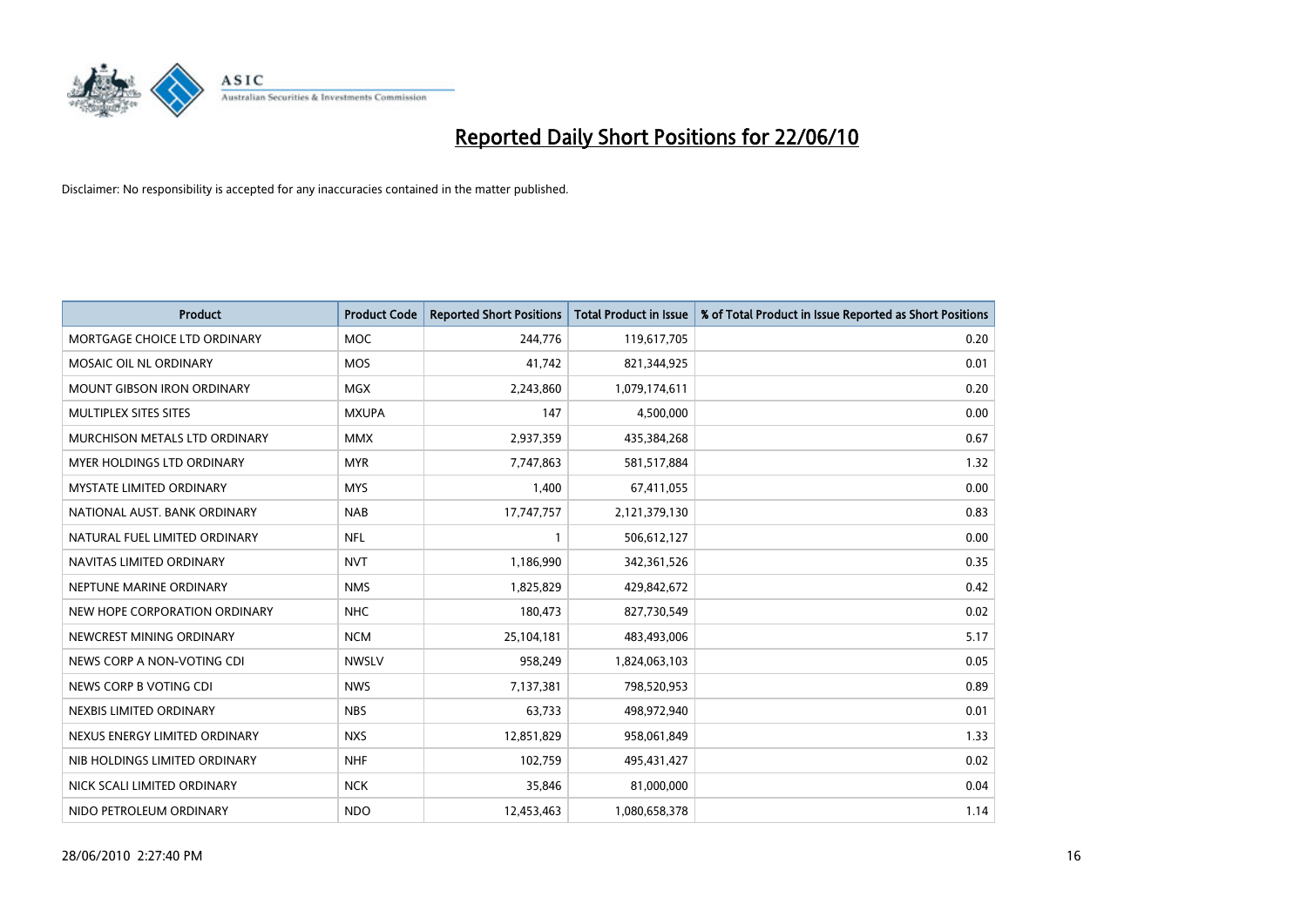# Reported Daily Short Positions for 22/06/10

Disclaimer: No responsibility is accepted for any inaccuracies contained in the matter published.

| Product | Product Code | Reported Short Positions | Total Product in Issue | % of Total Product in Issue Reported as Short Positions |
|---|---|---|---|---|
| MORTGAGE CHOICE LTD ORDINARY | MOC | 244,776 | 119,617,705 | 0.20 |
| MOSAIC OIL NL ORDINARY | MOS | 41,742 | 821,344,925 | 0.01 |
| MOUNT GIBSON IRON ORDINARY | MGX | 2,243,860 | 1,079,174,611 | 0.20 |
| MULTIPLEX SITES SITES | MXUPA | 147 | 4,500,000 | 0.00 |
| MURCHISON METALS LTD ORDINARY | MMX | 2,937,359 | 435,384,268 | 0.67 |
| MYER HOLDINGS LTD ORDINARY | MYR | 7,747,863 | 581,517,884 | 1.32 |
| MYSTATE LIMITED ORDINARY | MYS | 1,400 | 67,411,055 | 0.00 |
| NATIONAL AUST. BANK ORDINARY | NAB | 17,747,757 | 2,121,379,130 | 0.83 |
| NATURAL FUEL LIMITED ORDINARY | NFL | 1 | 506,612,127 | 0.00 |
| NAVITAS LIMITED ORDINARY | NVT | 1,186,990 | 342,361,526 | 0.35 |
| NEPTUNE MARINE ORDINARY | NMS | 1,825,829 | 429,842,672 | 0.42 |
| NEW HOPE CORPORATION ORDINARY | NHC | 180,473 | 827,730,549 | 0.02 |
| NEWCREST MINING ORDINARY | NCM | 25,104,181 | 483,493,006 | 5.17 |
| NEWS CORP A NON-VOTING CDI | NWSLV | 958,249 | 1,824,063,103 | 0.05 |
| NEWS CORP B VOTING CDI | NWS | 7,137,381 | 798,520,953 | 0.89 |
| NEXBIS LIMITED ORDINARY | NBS | 63,733 | 498,972,940 | 0.01 |
| NEXUS ENERGY LIMITED ORDINARY | NXS | 12,851,829 | 958,061,849 | 1.33 |
| NIB HOLDINGS LIMITED ORDINARY | NHF | 102,759 | 495,431,427 | 0.02 |
| NICK SCALI LIMITED ORDINARY | NCK | 35,846 | 81,000,000 | 0.04 |
| NIDO PETROLEUM ORDINARY | NDO | 12,453,463 | 1,080,658,378 | 1.14 |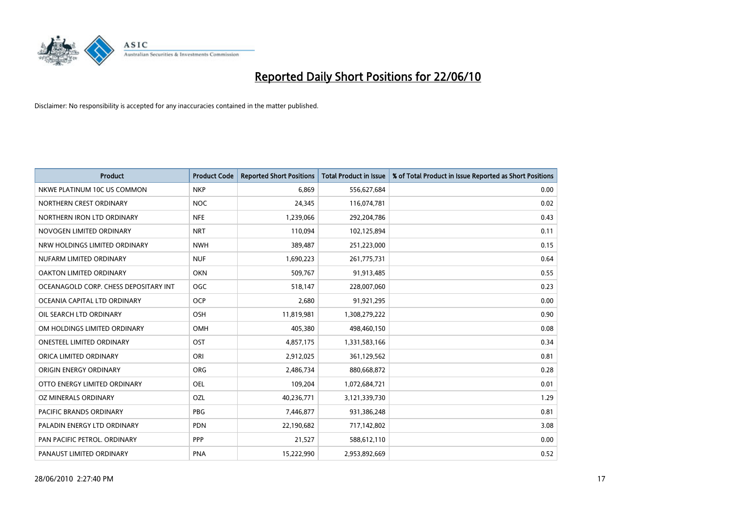# Reported Daily Short Positions for 22/06/10

Disclaimer: No responsibility is accepted for any inaccuracies contained in the matter published.

| Product | Product Code | Reported Short Positions | Total Product in Issue | % of Total Product in Issue Reported as Short Positions |
|---|---|---|---|---|
| NKWE PLATINUM 10C US COMMON | NKP | 6,869 | 556,627,684 | 0.00 |
| NORTHERN CREST ORDINARY | NOC | 24,345 | 116,074,781 | 0.02 |
| NORTHERN IRON LTD ORDINARY | NFE | 1,239,066 | 292,204,786 | 0.43 |
| NOVOGEN LIMITED ORDINARY | NRT | 110,094 | 102,125,894 | 0.11 |
| NRW HOLDINGS LIMITED ORDINARY | NWH | 389,487 | 251,223,000 | 0.15 |
| NUFARM LIMITED ORDINARY | NUF | 1,690,223 | 261,775,731 | 0.64 |
| OAKTON LIMITED ORDINARY | OKN | 509,767 | 91,913,485 | 0.55 |
| OCEANAGOLD CORP. CHESS DEPOSITARY INT | OGC | 518,147 | 228,007,060 | 0.23 |
| OCEANIA CAPITAL LTD ORDINARY | OCP | 2,680 | 91,921,295 | 0.00 |
| OIL SEARCH LTD ORDINARY | OSH | 11,819,981 | 1,308,279,222 | 0.90 |
| OM HOLDINGS LIMITED ORDINARY | OMH | 405,380 | 498,460,150 | 0.08 |
| ONESTEEL LIMITED ORDINARY | OST | 4,857,175 | 1,331,583,166 | 0.34 |
| ORICA LIMITED ORDINARY | ORI | 2,912,025 | 361,129,562 | 0.81 |
| ORIGIN ENERGY ORDINARY | ORG | 2,486,734 | 880,668,872 | 0.28 |
| OTTO ENERGY LIMITED ORDINARY | OEL | 109,204 | 1,072,684,721 | 0.01 |
| OZ MINERALS ORDINARY | OZL | 40,236,771 | 3,121,339,730 | 1.29 |
| PACIFIC BRANDS ORDINARY | PBG | 7,446,877 | 931,386,248 | 0.81 |
| PALADIN ENERGY LTD ORDINARY | PDN | 22,190,682 | 717,142,802 | 3.08 |
| PAN PACIFIC PETROL. ORDINARY | PPP | 21,527 | 588,612,110 | 0.00 |
| PANAUST LIMITED ORDINARY | PNA | 15,222,990 | 2,953,892,669 | 0.52 |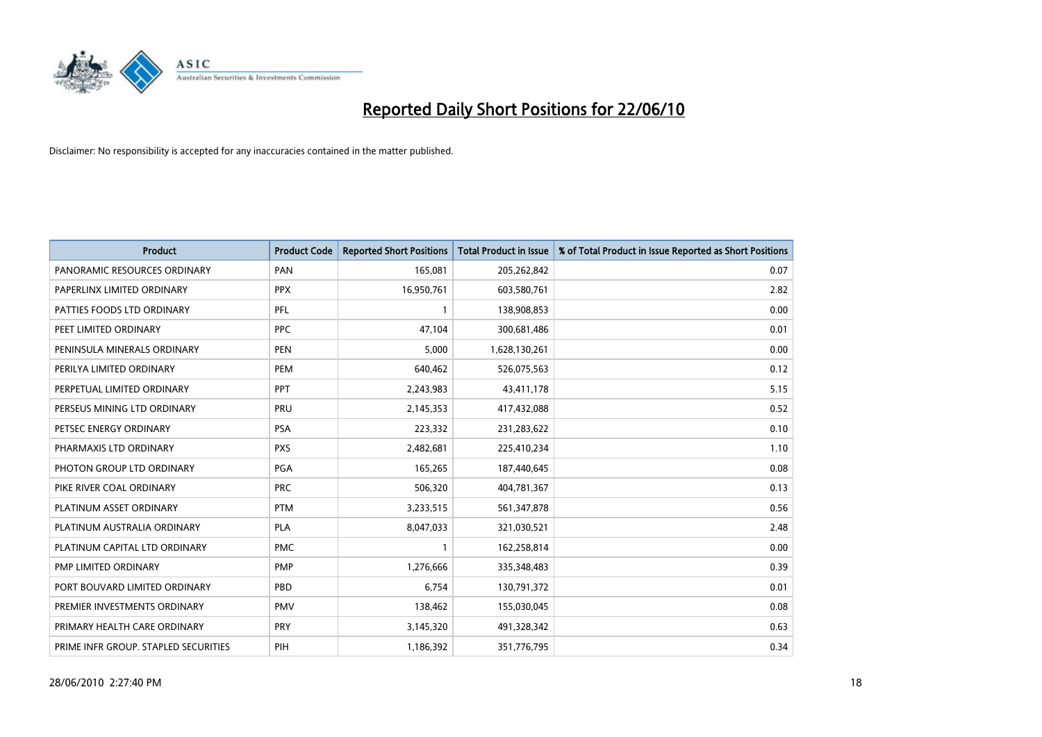# Reported Daily Short Positions for 22/06/10

Disclaimer: No responsibility is accepted for any inaccuracies contained in the matter published.

| Product | Product Code | Reported Short Positions | Total Product in Issue | % of Total Product in Issue Reported as Short Positions |
|---|---|---|---|---|
| PANORAMIC RESOURCES ORDINARY | PAN | 165,081 | 205,262,842 | 0.07 |
| PAPERLINX LIMITED ORDINARY | PPX | 16,950,761 | 603,580,761 | 2.82 |
| PATTIES FOODS LTD ORDINARY | PFL | 1 | 138,908,853 | 0.00 |
| PEET LIMITED ORDINARY | PPC | 47,104 | 300,681,486 | 0.01 |
| PENINSULA MINERALS ORDINARY | PEN | 5,000 | 1,628,130,261 | 0.00 |
| PERILYA LIMITED ORDINARY | PEM | 640,462 | 526,075,563 | 0.12 |
| PERPETUAL LIMITED ORDINARY | PPT | 2,243,983 | 43,411,178 | 5.15 |
| PERSEUS MINING LTD ORDINARY | PRU | 2,145,353 | 417,432,088 | 0.52 |
| PETSEC ENERGY ORDINARY | PSA | 223,332 | 231,283,622 | 0.10 |
| PHARMAXIS LTD ORDINARY | PXS | 2,482,681 | 225,410,234 | 1.10 |
| PHOTON GROUP LTD ORDINARY | PGA | 165,265 | 187,440,645 | 0.08 |
| PIKE RIVER COAL ORDINARY | PRC | 506,320 | 404,781,367 | 0.13 |
| PLATINUM ASSET ORDINARY | PTM | 3,233,515 | 561,347,878 | 0.56 |
| PLATINUM AUSTRALIA ORDINARY | PLA | 8,047,033 | 321,030,521 | 2.48 |
| PLATINUM CAPITAL LTD ORDINARY | PMC | 1 | 162,258,814 | 0.00 |
| PMP LIMITED ORDINARY | PMP | 1,276,666 | 335,348,483 | 0.39 |
| PORT BOUVARD LIMITED ORDINARY | PBD | 6,754 | 130,791,372 | 0.01 |
| PREMIER INVESTMENTS ORDINARY | PMV | 138,462 | 155,030,045 | 0.08 |
| PRIMARY HEALTH CARE ORDINARY | PRY | 3,145,320 | 491,328,342 | 0.63 |
| PRIME INFR GROUP. STAPLED SECURITIES | PIH | 1,186,392 | 351,776,795 | 0.34 |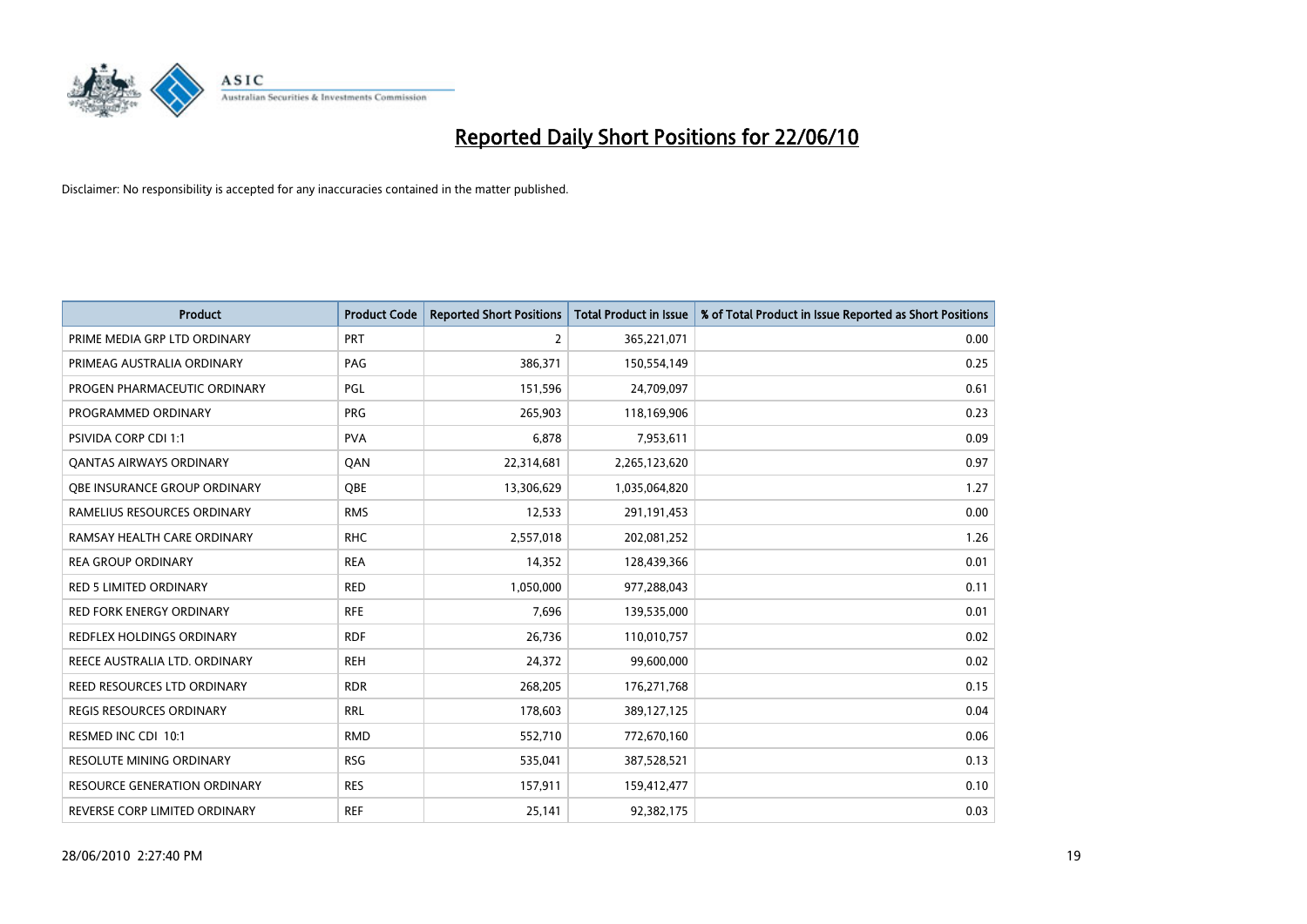# Reported Daily Short Positions for 22/06/10

Disclaimer: No responsibility is accepted for any inaccuracies contained in the matter published.

| Product | Product Code | Reported Short Positions | Total Product in Issue | % of Total Product in Issue Reported as Short Positions |
|---|---|---|---|---|
| PRIME MEDIA GRP LTD ORDINARY | PRT | 2 | 365,221,071 | 0.00 |
| PRIMEAG AUSTRALIA ORDINARY | PAG | 386,371 | 150,554,149 | 0.25 |
| PROGEN PHARMACEUTIC ORDINARY | PGL | 151,596 | 24,709,097 | 0.61 |
| PROGRAMMED ORDINARY | PRG | 265,903 | 118,169,906 | 0.23 |
| PSIVIDA CORP CDI 1:1 | PVA | 6,878 | 7,953,611 | 0.09 |
| QANTAS AIRWAYS ORDINARY | QAN | 22,314,681 | 2,265,123,620 | 0.97 |
| QBE INSURANCE GROUP ORDINARY | QBE | 13,306,629 | 1,035,064,820 | 1.27 |
| RAMELIUS RESOURCES ORDINARY | RMS | 12,533 | 291,191,453 | 0.00 |
| RAMSAY HEALTH CARE ORDINARY | RHC | 2,557,018 | 202,081,252 | 1.26 |
| REA GROUP ORDINARY | REA | 14,352 | 128,439,366 | 0.01 |
| RED 5 LIMITED ORDINARY | RED | 1,050,000 | 977,288,043 | 0.11 |
| RED FORK ENERGY ORDINARY | RFE | 7,696 | 139,535,000 | 0.01 |
| REDFLEX HOLDINGS ORDINARY | RDF | 26,736 | 110,010,757 | 0.02 |
| REECE AUSTRALIA LTD. ORDINARY | REH | 24,372 | 99,600,000 | 0.02 |
| REED RESOURCES LTD ORDINARY | RDR | 268,205 | 176,271,768 | 0.15 |
| REGIS RESOURCES ORDINARY | RRL | 178,603 | 389,127,125 | 0.04 |
| RESMED INC CDI 10:1 | RMD | 552,710 | 772,670,160 | 0.06 |
| RESOLUTE MINING ORDINARY | RSG | 535,041 | 387,528,521 | 0.13 |
| RESOURCE GENERATION ORDINARY | RES | 157,911 | 159,412,477 | 0.10 |
| REVERSE CORP LIMITED ORDINARY | REF | 25,141 | 92,382,175 | 0.03 |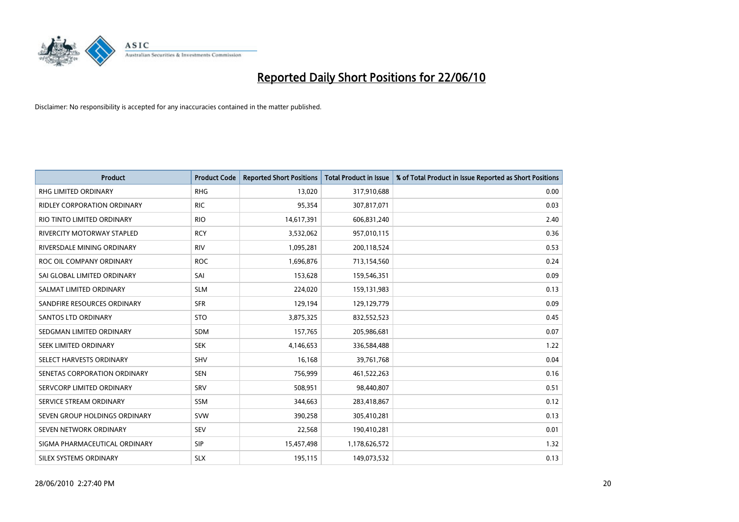# Reported Daily Short Positions for 22/06/10

Disclaimer: No responsibility is accepted for any inaccuracies contained in the matter published.

| Product | Product Code | Reported Short Positions | Total Product in Issue | % of Total Product in Issue Reported as Short Positions |
|---|---|---|---|---|
| RHG LIMITED ORDINARY | RHG | 13,020 | 317,910,688 | 0.00 |
| RIDLEY CORPORATION ORDINARY | RIC | 95,354 | 307,817,071 | 0.03 |
| RIO TINTO LIMITED ORDINARY | RIO | 14,617,391 | 606,831,240 | 2.40 |
| RIVERCITY MOTORWAY STAPLED | RCY | 3,532,062 | 957,010,115 | 0.36 |
| RIVERSDALE MINING ORDINARY | RIV | 1,095,281 | 200,118,524 | 0.53 |
| ROC OIL COMPANY ORDINARY | ROC | 1,696,876 | 713,154,560 | 0.24 |
| SAI GLOBAL LIMITED ORDINARY | SAI | 153,628 | 159,546,351 | 0.09 |
| SALMAT LIMITED ORDINARY | SLM | 224,020 | 159,131,983 | 0.13 |
| SANDFIRE RESOURCES ORDINARY | SFR | 129,194 | 129,129,779 | 0.09 |
| SANTOS LTD ORDINARY | STO | 3,875,325 | 832,552,523 | 0.45 |
| SEDGMAN LIMITED ORDINARY | SDM | 157,765 | 205,986,681 | 0.07 |
| SEEK LIMITED ORDINARY | SEK | 4,146,653 | 336,584,488 | 1.22 |
| SELECT HARVESTS ORDINARY | SHV | 16,168 | 39,761,768 | 0.04 |
| SENETAS CORPORATION ORDINARY | SEN | 756,999 | 461,522,263 | 0.16 |
| SERVCORP LIMITED ORDINARY | SRV | 508,951 | 98,440,807 | 0.51 |
| SERVICE STREAM ORDINARY | SSM | 344,663 | 283,418,867 | 0.12 |
| SEVEN GROUP HOLDINGS ORDINARY | SVW | 390,258 | 305,410,281 | 0.13 |
| SEVEN NETWORK ORDINARY | SEV | 22,568 | 190,410,281 | 0.01 |
| SIGMA PHARMACEUTICAL ORDINARY | SIP | 15,457,498 | 1,178,626,572 | 1.32 |
| SILEX SYSTEMS ORDINARY | SLX | 195,115 | 149,073,532 | 0.13 |

28/06/2010 2:27:40 PM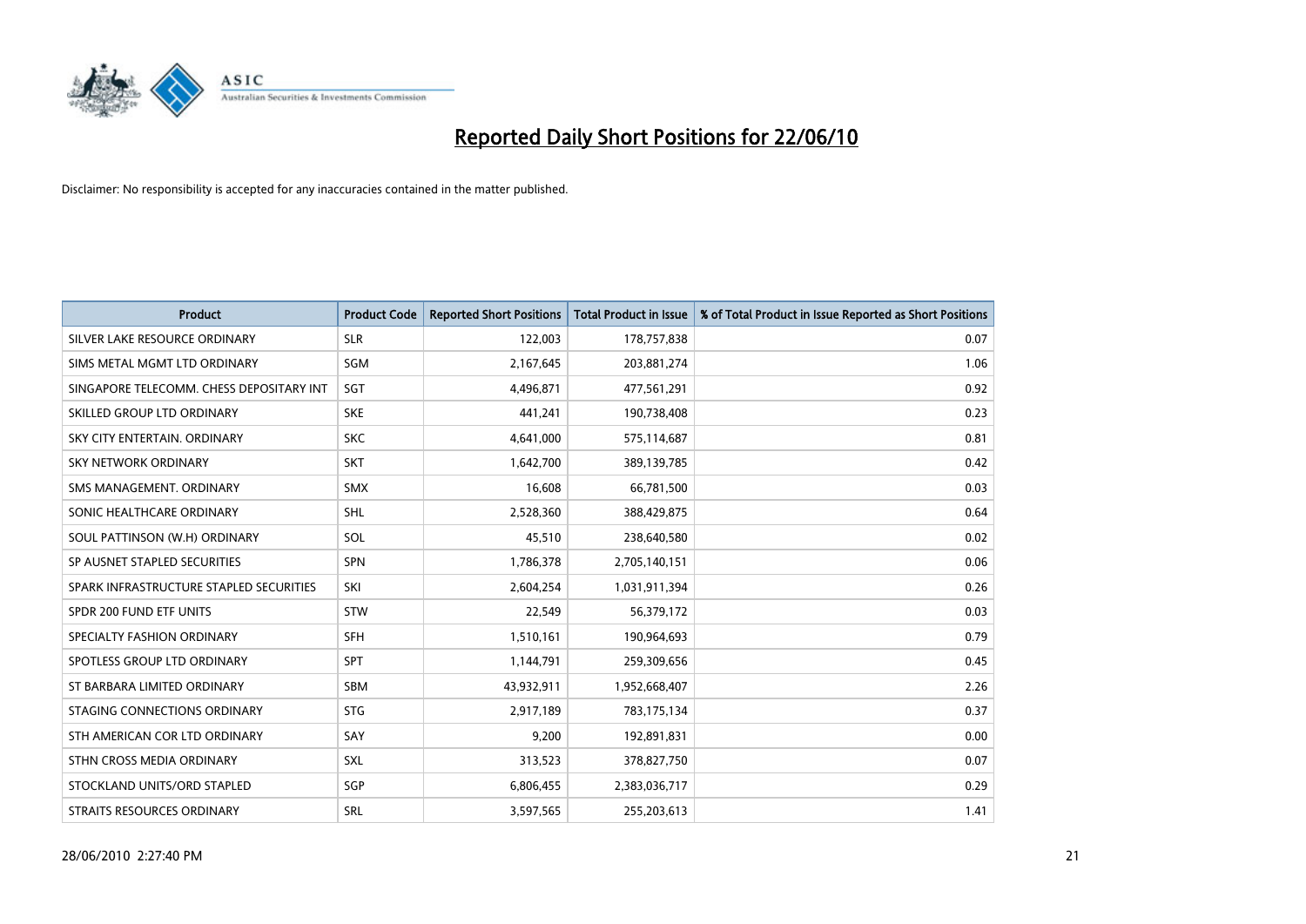# Reported Daily Short Positions for 22/06/10

Disclaimer: No responsibility is accepted for any inaccuracies contained in the matter published.

| Product | Product Code | Reported Short Positions | Total Product in Issue | % of Total Product in Issue Reported as Short Positions |
|---|---|---|---|---|
| SILVER LAKE RESOURCE ORDINARY | SLR | 122,003 | 178,757,838 | 0.07 |
| SIMS METAL MGMT LTD ORDINARY | SGM | 2,167,645 | 203,881,274 | 1.06 |
| SINGAPORE TELECOMM. CHESS DEPOSITARY INT | SGT | 4,496,871 | 477,561,291 | 0.92 |
| SKILLED GROUP LTD ORDINARY | SKE | 441,241 | 190,738,408 | 0.23 |
| SKY CITY ENTERTAIN. ORDINARY | SKC | 4,641,000 | 575,114,687 | 0.81 |
| SKY NETWORK ORDINARY | SKT | 1,642,700 | 389,139,785 | 0.42 |
| SMS MANAGEMENT. ORDINARY | SMX | 16,608 | 66,781,500 | 0.03 |
| SONIC HEALTHCARE ORDINARY | SHL | 2,528,360 | 388,429,875 | 0.64 |
| SOUL PATTINSON (W.H) ORDINARY | SOL | 45,510 | 238,640,580 | 0.02 |
| SP AUSNET STAPLED SECURITIES | SPN | 1,786,378 | 2,705,140,151 | 0.06 |
| SPARK INFRASTRUCTURE STAPLED SECURITIES | SKI | 2,604,254 | 1,031,911,394 | 0.26 |
| SPDR 200 FUND ETF UNITS | STW | 22,549 | 56,379,172 | 0.03 |
| SPECIALTY FASHION ORDINARY | SFH | 1,510,161 | 190,964,693 | 0.79 |
| SPOTLESS GROUP LTD ORDINARY | SPT | 1,144,791 | 259,309,656 | 0.45 |
| ST BARBARA LIMITED ORDINARY | SBM | 43,932,911 | 1,952,668,407 | 2.26 |
| STAGING CONNECTIONS ORDINARY | STG | 2,917,189 | 783,175,134 | 0.37 |
| STH AMERICAN COR LTD ORDINARY | SAY | 9,200 | 192,891,831 | 0.00 |
| STHN CROSS MEDIA ORDINARY | SXL | 313,523 | 378,827,750 | 0.07 |
| STOCKLAND UNITS/ORD STAPLED | SGP | 6,806,455 | 2,383,036,717 | 0.29 |
| STRAITS RESOURCES ORDINARY | SRL | 3,597,565 | 255,203,613 | 1.41 |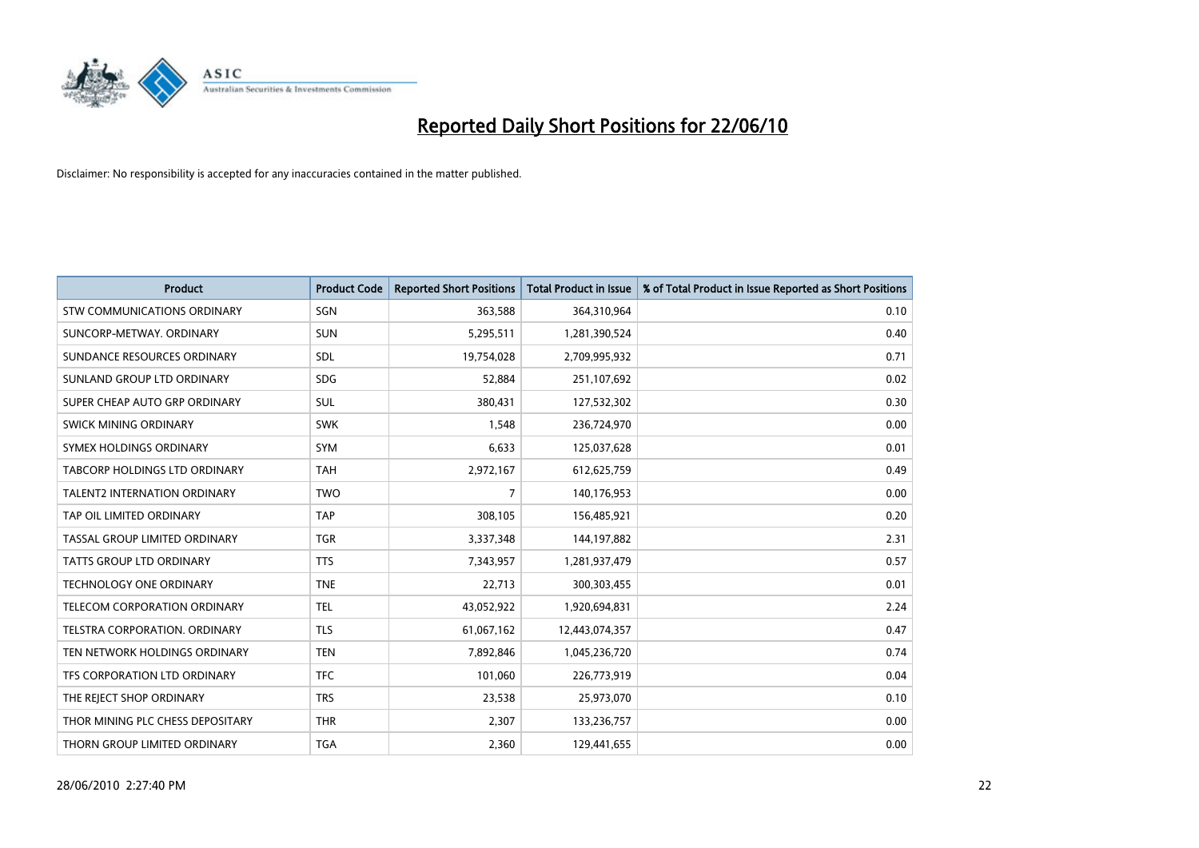# Reported Daily Short Positions for 22/06/10

Disclaimer: No responsibility is accepted for any inaccuracies contained in the matter published.

| Product | Product Code | Reported Short Positions | Total Product in Issue | % of Total Product in Issue Reported as Short Positions |
|---|---|---|---|---|
| STW COMMUNICATIONS ORDINARY | SGN | 363,588 | 364,310,964 | 0.10 |
| SUNCORP-METWAY. ORDINARY | SUN | 5,295,511 | 1,281,390,524 | 0.40 |
| SUNDANCE RESOURCES ORDINARY | SDL | 19,754,028 | 2,709,995,932 | 0.71 |
| SUNLAND GROUP LTD ORDINARY | SDG | 52,884 | 251,107,692 | 0.02 |
| SUPER CHEAP AUTO GRP ORDINARY | SUL | 380,431 | 127,532,302 | 0.30 |
| SWICK MINING ORDINARY | SWK | 1,548 | 236,724,970 | 0.00 |
| SYMEX HOLDINGS ORDINARY | SYM | 6,633 | 125,037,628 | 0.01 |
| TABCORP HOLDINGS LTD ORDINARY | TAH | 2,972,167 | 612,625,759 | 0.49 |
| TALENT2 INTERNATION ORDINARY | TWO | 7 | 140,176,953 | 0.00 |
| TAP OIL LIMITED ORDINARY | TAP | 308,105 | 156,485,921 | 0.20 |
| TASSAL GROUP LIMITED ORDINARY | TGR | 3,337,348 | 144,197,882 | 2.31 |
| TATTS GROUP LTD ORDINARY | TTS | 7,343,957 | 1,281,937,479 | 0.57 |
| TECHNOLOGY ONE ORDINARY | TNE | 22,713 | 300,303,455 | 0.01 |
| TELECOM CORPORATION ORDINARY | TEL | 43,052,922 | 1,920,694,831 | 2.24 |
| TELSTRA CORPORATION. ORDINARY | TLS | 61,067,162 | 12,443,074,357 | 0.47 |
| TEN NETWORK HOLDINGS ORDINARY | TEN | 7,892,846 | 1,045,236,720 | 0.74 |
| TFS CORPORATION LTD ORDINARY | TFC | 101,060 | 226,773,919 | 0.04 |
| THE REJECT SHOP ORDINARY | TRS | 23,538 | 25,973,070 | 0.10 |
| THOR MINING PLC CHESS DEPOSITARY | THR | 2,307 | 133,236,757 | 0.00 |
| THORN GROUP LIMITED ORDINARY | TGA | 2,360 | 129,441,655 | 0.00 |

28/06/2010 2:27:40 PM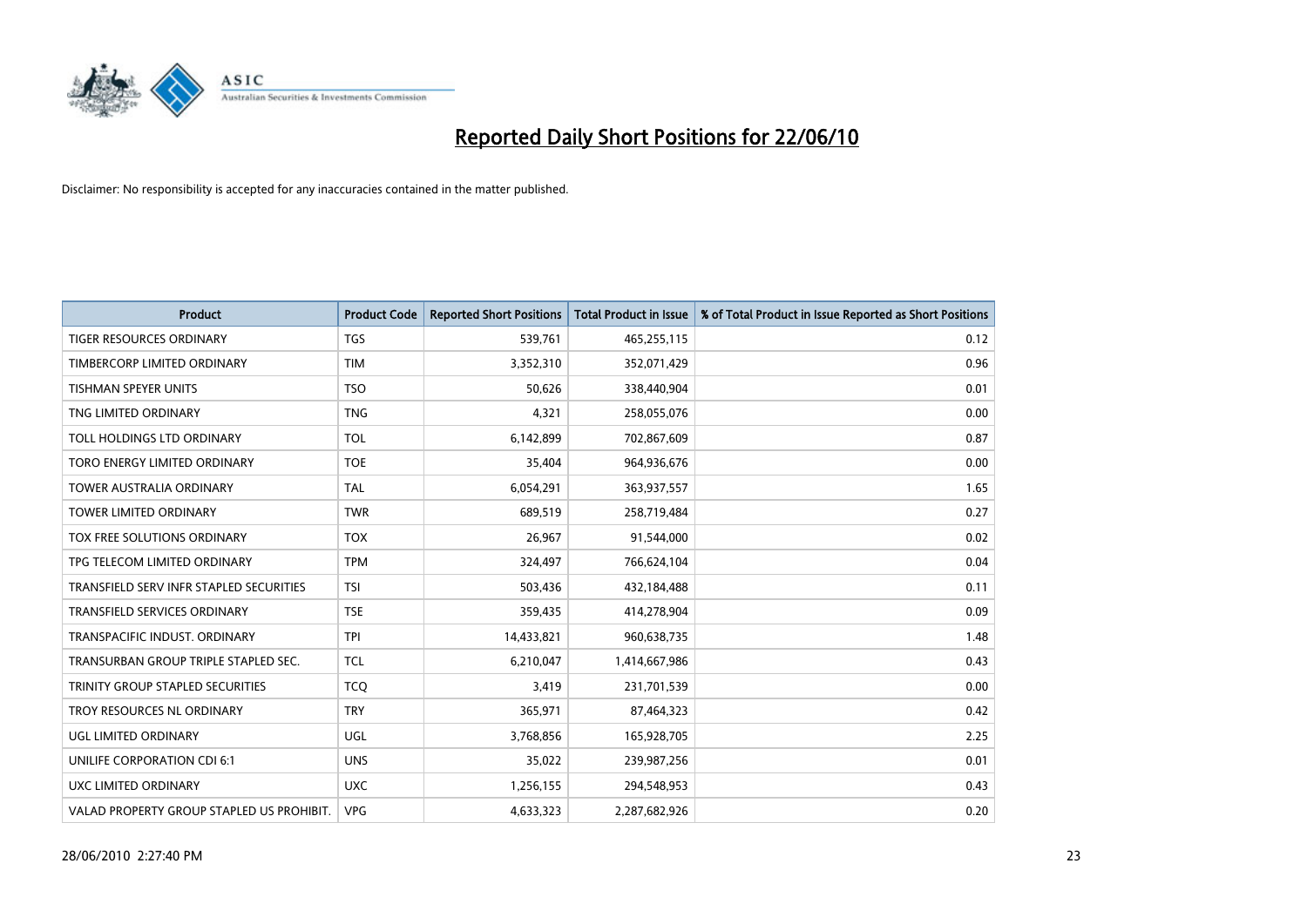# Reported Daily Short Positions for 22/06/10

Disclaimer: No responsibility is accepted for any inaccuracies contained in the matter published.

| Product | Product Code | Reported Short Positions | Total Product in Issue | % of Total Product in Issue Reported as Short Positions |
|---|---|---|---|---|
| TIGER RESOURCES ORDINARY | TGS | 539,761 | 465,255,115 | 0.12 |
| TIMBERCORP LIMITED ORDINARY | TIM | 3,352,310 | 352,071,429 | 0.96 |
| TISHMAN SPEYER UNITS | TSO | 50,626 | 338,440,904 | 0.01 |
| TNG LIMITED ORDINARY | TNG | 4,321 | 258,055,076 | 0.00 |
| TOLL HOLDINGS LTD ORDINARY | TOL | 6,142,899 | 702,867,609 | 0.87 |
| TORO ENERGY LIMITED ORDINARY | TOE | 35,404 | 964,936,676 | 0.00 |
| TOWER AUSTRALIA ORDINARY | TAL | 6,054,291 | 363,937,557 | 1.65 |
| TOWER LIMITED ORDINARY | TWR | 689,519 | 258,719,484 | 0.27 |
| TOX FREE SOLUTIONS ORDINARY | TOX | 26,967 | 91,544,000 | 0.02 |
| TPG TELECOM LIMITED ORDINARY | TPM | 324,497 | 766,624,104 | 0.04 |
| TRANSFIELD SERV INFR STAPLED SECURITIES | TSI | 503,436 | 432,184,488 | 0.11 |
| TRANSFIELD SERVICES ORDINARY | TSE | 359,435 | 414,278,904 | 0.09 |
| TRANSPACIFIC INDUST. ORDINARY | TPI | 14,433,821 | 960,638,735 | 1.48 |
| TRANSURBAN GROUP TRIPLE STAPLED SEC. | TCL | 6,210,047 | 1,414,667,986 | 0.43 |
| TRINITY GROUP STAPLED SECURITIES | TCQ | 3,419 | 231,701,539 | 0.00 |
| TROY RESOURCES NL ORDINARY | TRY | 365,971 | 87,464,323 | 0.42 |
| UGL LIMITED ORDINARY | UGL | 3,768,856 | 165,928,705 | 2.25 |
| UNILIFE CORPORATION CDI 6:1 | UNS | 35,022 | 239,987,256 | 0.01 |
| UXC LIMITED ORDINARY | UXC | 1,256,155 | 294,548,953 | 0.43 |
| VALAD PROPERTY GROUP STAPLED US PROHIBIT. | VPG | 4,633,323 | 2,287,682,926 | 0.20 |

28/06/2010 2:27:40 PM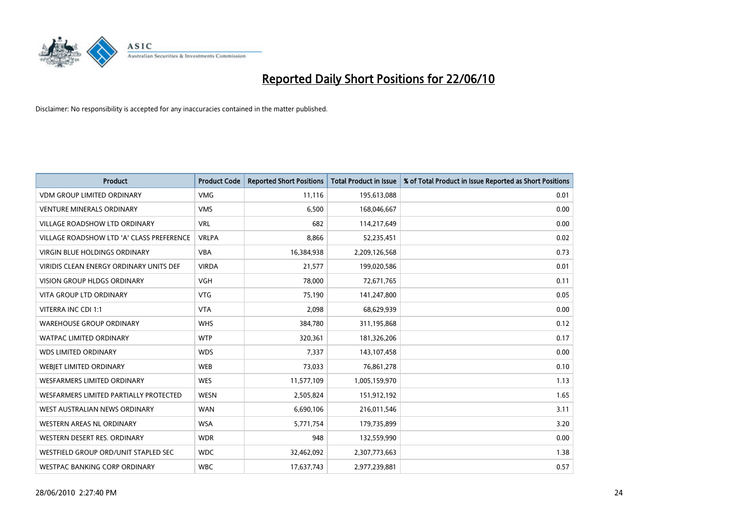# Reported Daily Short Positions for 22/06/10

Disclaimer: No responsibility is accepted for any inaccuracies contained in the matter published.

| Product | Product Code | Reported Short Positions | Total Product in Issue | % of Total Product in Issue Reported as Short Positions |
|---|---|---|---|---|
| VDM GROUP LIMITED ORDINARY | VMG | 11,116 | 195,613,088 | 0.01 |
| VENTURE MINERALS ORDINARY | VMS | 6,500 | 168,046,667 | 0.00 |
| VILLAGE ROADSHOW LTD ORDINARY | VRL | 682 | 114,217,649 | 0.00 |
| VILLAGE ROADSHOW LTD 'A' CLASS PREFERENCE | VRLPA | 8,866 | 52,235,451 | 0.02 |
| VIRGIN BLUE HOLDINGS ORDINARY | VBA | 16,384,938 | 2,209,126,568 | 0.73 |
| VIRIDIS CLEAN ENERGY ORDINARY UNITS DEF | VIRDA | 21,577 | 199,020,586 | 0.01 |
| VISION GROUP HLDGS ORDINARY | VGH | 78,000 | 72,671,765 | 0.11 |
| VITA GROUP LTD ORDINARY | VTG | 75,190 | 141,247,800 | 0.05 |
| VITERRA INC CDI 1:1 | VTA | 2,098 | 68,629,939 | 0.00 |
| WAREHOUSE GROUP ORDINARY | WHS | 384,780 | 311,195,868 | 0.12 |
| WATPAC LIMITED ORDINARY | WTP | 320,361 | 181,326,206 | 0.17 |
| WDS LIMITED ORDINARY | WDS | 7,337 | 143,107,458 | 0.00 |
| WEBJET LIMITED ORDINARY | WEB | 73,033 | 76,861,278 | 0.10 |
| WESFARMERS LIMITED ORDINARY | WES | 11,577,109 | 1,005,159,970 | 1.13 |
| WESFARMERS LIMITED PARTIALLY PROTECTED | WESN | 2,505,824 | 151,912,192 | 1.65 |
| WEST AUSTRALIAN NEWS ORDINARY | WAN | 6,690,106 | 216,011,546 | 3.11 |
| WESTERN AREAS NL ORDINARY | WSA | 5,771,754 | 179,735,899 | 3.20 |
| WESTERN DESERT RES. ORDINARY | WDR | 948 | 132,559,990 | 0.00 |
| WESTFIELD GROUP ORD/UNIT STAPLED SEC | WDC | 32,462,092 | 2,307,773,663 | 1.38 |
| WESTPAC BANKING CORP ORDINARY | WBC | 17,637,743 | 2,977,239,881 | 0.57 |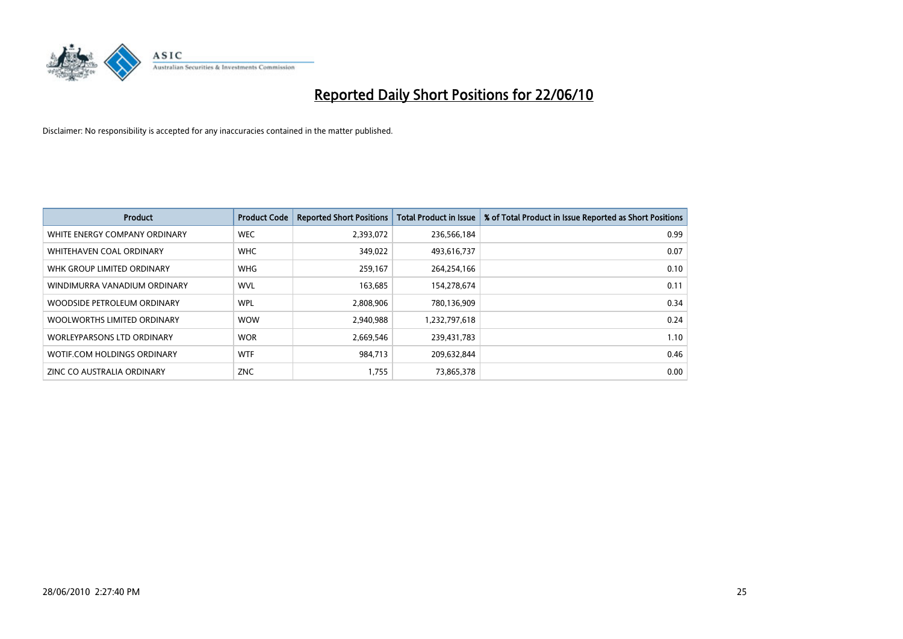# Reported Daily Short Positions for 22/06/10

Disclaimer: No responsibility is accepted for any inaccuracies contained in the matter published.

| Product | Product Code | Reported Short Positions | Total Product in Issue | % of Total Product in Issue Reported as Short Positions |
|---|---|---|---|---|
| WHITE ENERGY COMPANY ORDINARY | WEC | 2,393,072 | 236,566,184 | 0.99 |
| WHITEHAVEN COAL ORDINARY | WHC | 349,022 | 493,616,737 | 0.07 |
| WHK GROUP LIMITED ORDINARY | WHG | 259,167 | 264,254,166 | 0.10 |
| WINDIMURRA VANADIUM ORDINARY | WVL | 163,685 | 154,278,674 | 0.11 |
| WOODSIDE PETROLEUM ORDINARY | WPL | 2,808,906 | 780,136,909 | 0.34 |
| WOOLWORTHS LIMITED ORDINARY | WOW | 2,940,988 | 1,232,797,618 | 0.24 |
| WORLEYPARSONS LTD ORDINARY | WOR | 2,669,546 | 239,431,783 | 1.10 |
| WOTIF.COM HOLDINGS ORDINARY | WTF | 984,713 | 209,632,844 | 0.46 |
| ZINC CO AUSTRALIA ORDINARY | ZNC | 1,755 | 73,865,378 | 0.00 |

28/06/2010 2:27:40 PM